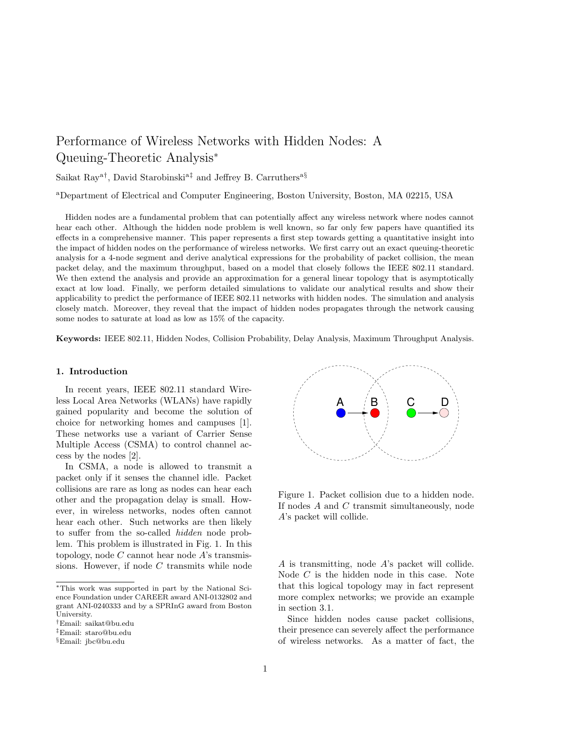# Performance of Wireless Networks with Hidden Nodes: A Queuing-Theoretic Analysis*

Saikat Ray[a†], David Starobinski[a‡] and Jeffrey B. Carruthers[a§]

[a]Department of Electrical and Computer Engineering, Boston University, Boston, MA 02215, USA

Hidden nodes are a fundamental problem that can potentially affect any wireless network where nodes cannot hear each other. Although the hidden node problem is well known, so far only few papers have quantified its effects in a comprehensive manner. This paper represents a first step towards getting a quantitative insight into the impact of hidden nodes on the performance of wireless networks. We first carry out an exact queuing-theoretic analysis for a 4-node segment and derive analytical expressions for the probability of packet collision, the mean packet delay, and the maximum throughput, based on a model that closely follows the IEEE 802.11 standard. We then extend the analysis and provide an approximation for a general linear topology that is asymptotically exact at low load. Finally, we perform detailed simulations to validate our analytical results and show their applicability to predict the performance of IEEE 802.11 networks with hidden nodes. The simulation and analysis closely match. Moreover, they reveal that the impact of hidden nodes propagates through the network causing some nodes to saturate at load as low as 15% of the capacity.

**Keywords:** IEEE 802.11, Hidden Nodes, Collision Probability, Delay Analysis, Maximum Throughput Analysis.

## 1. Introduction

In recent years, IEEE 802.11 standard Wireless Local Area Networks (WLANs) have rapidly gained popularity and become the solution of choice for networking homes and campuses [1]. These networks use a variant of Carrier Sense Multiple Access (CSMA) to control channel access by the nodes [2].

In CSMA, a node is allowed to transmit a packet only if it senses the channel idle. Packet collisions are rare as long as nodes can hear each other and the propagation delay is small. However, in wireless networks, nodes often cannot hear each other. Such networks are then likely to suffer from the so-called *hidden* node problem. This problem is illustrated in Fig. 1. In this topology, node $C$ cannot hear node $A$'s transmissions. However, if node $C$ transmits while node $A$ is transmitting, node $A$'s packet will collide. Node $C$ is the hidden node in this case. Note that this logical topology may in fact represent more complex networks; we provide an example in section 3.1.

Figure 1. Packet collision due to a hidden node. If nodes $A$ and $C$ transmit simultaneously, node $A$'s packet will collide.

Since hidden nodes cause packet collisions, their presence can severely affect the performance of wireless networks. As a matter of fact, the

*This work was supported in part by the National Science Foundation under CAREER award ANI-0132802 and grant ANI-0240333 and by a SPRInG award from Boston University.

†Email: saikat@bu.edu

‡Email: staro@bu.edu

§Email: jbc@bu.edu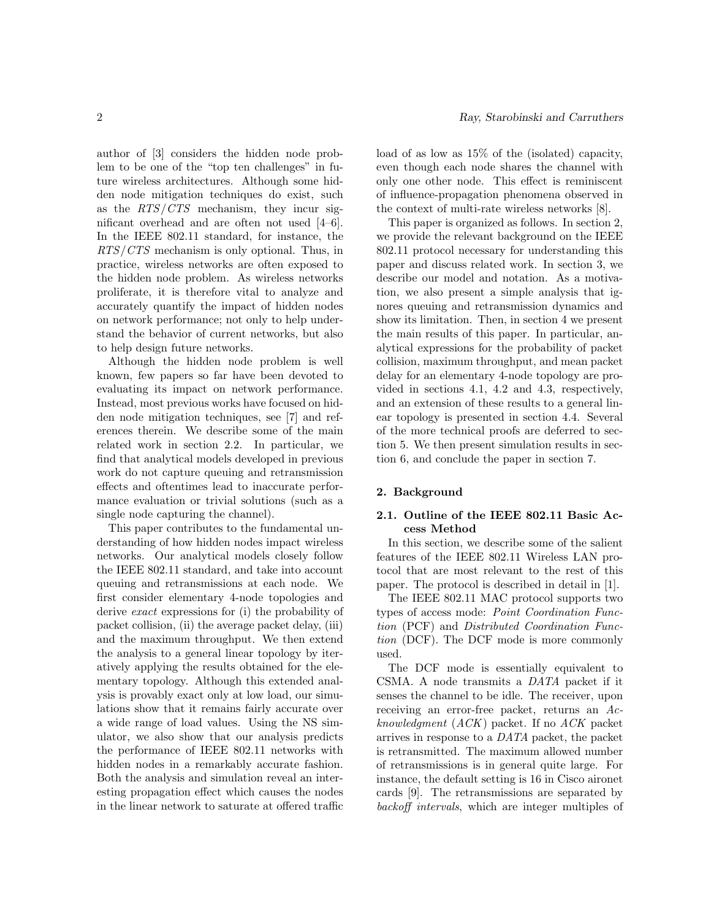author of [3] considers the hidden node problem to be one of the "top ten challenges" in future wireless architectures. Although some hidden node mitigation techniques do exist, such as the *RTS/CTS* mechanism, they incur significant overhead and are often not used [4–6]. In the IEEE 802.11 standard, for instance, the *RTS/CTS* mechanism is only optional. Thus, in practice, wireless networks are often exposed to the hidden node problem. As wireless networks proliferate, it is therefore vital to analyze and accurately quantify the impact of hidden nodes on network performance; not only to help understand the behavior of current networks, but also to help design future networks.

Although the hidden node problem is well known, few papers so far have been devoted to evaluating its impact on network performance. Instead, most previous works have focused on hidden node mitigation techniques, see [7] and references therein. We describe some of the main related work in section 2.2. In particular, we find that analytical models developed in previous work do not capture queuing and retransmission effects and oftentimes lead to inaccurate performance evaluation or trivial solutions (such as a single node capturing the channel).

This paper contributes to the fundamental understanding of how hidden nodes impact wireless networks. Our analytical models closely follow the IEEE 802.11 standard, and take into account queuing and retransmissions at each node. We first consider elementary 4-node topologies and derive *exact* expressions for (i) the probability of packet collision, (ii) the average packet delay, (iii) and the maximum throughput. We then extend the analysis to a general linear topology by iteratively applying the results obtained for the elementary topology. Although this extended analysis is provably exact only at low load, our simulations show that it remains fairly accurate over a wide range of load values. Using the NS simulator, we also show that our analysis predicts the performance of IEEE 802.11 networks with hidden nodes in a remarkably accurate fashion. Both the analysis and simulation reveal an interesting propagation effect which causes the nodes in the linear network to saturate at offered traffic load of as low as 15% of the (isolated) capacity, even though each node shares the channel with only one other node. This effect is reminiscent of influence-propagation phenomena observed in the context of multi-rate wireless networks [8].

This paper is organized as follows. In section 2, we provide the relevant background on the IEEE 802.11 protocol necessary for understanding this paper and discuss related work. In section 3, we describe our model and notation. As a motivation, we also present a simple analysis that ignores queuing and retransmission dynamics and show its limitation. Then, in section 4 we present the main results of this paper. In particular, analytical expressions for the probability of packet collision, maximum throughput, and mean packet delay for an elementary 4-node topology are provided in sections 4.1, 4.2 and 4.3, respectively, and an extension of these results to a general linear topology is presented in section 4.4. Several of the more technical proofs are deferred to section 5. We then present simulation results in section 6, and conclude the paper in section 7.

## 2. Background

### 2.1. Outline of the IEEE 802.11 Basic Access Method

In this section, we describe some of the salient features of the IEEE 802.11 Wireless LAN protocol that are most relevant to the rest of this paper. The protocol is described in detail in [1].

The IEEE 802.11 MAC protocol supports two types of access mode: *Point Coordination Function* (PCF) and *Distributed Coordination Function* (DCF). The DCF mode is more commonly used.

The DCF mode is essentially equivalent to CSMA. A node transmits a *DATA* packet if it senses the channel to be idle. The receiver, upon receiving an error-free packet, returns an *Acknowledgment* (*ACK*) packet. If no *ACK* packet arrives in response to a *DATA* packet, the packet is retransmitted. The maximum allowed number of retransmissions is in general quite large. For instance, the default setting is 16 in Cisco aironet cards [9]. The retransmissions are separated by *backoff intervals*, which are integer multiples of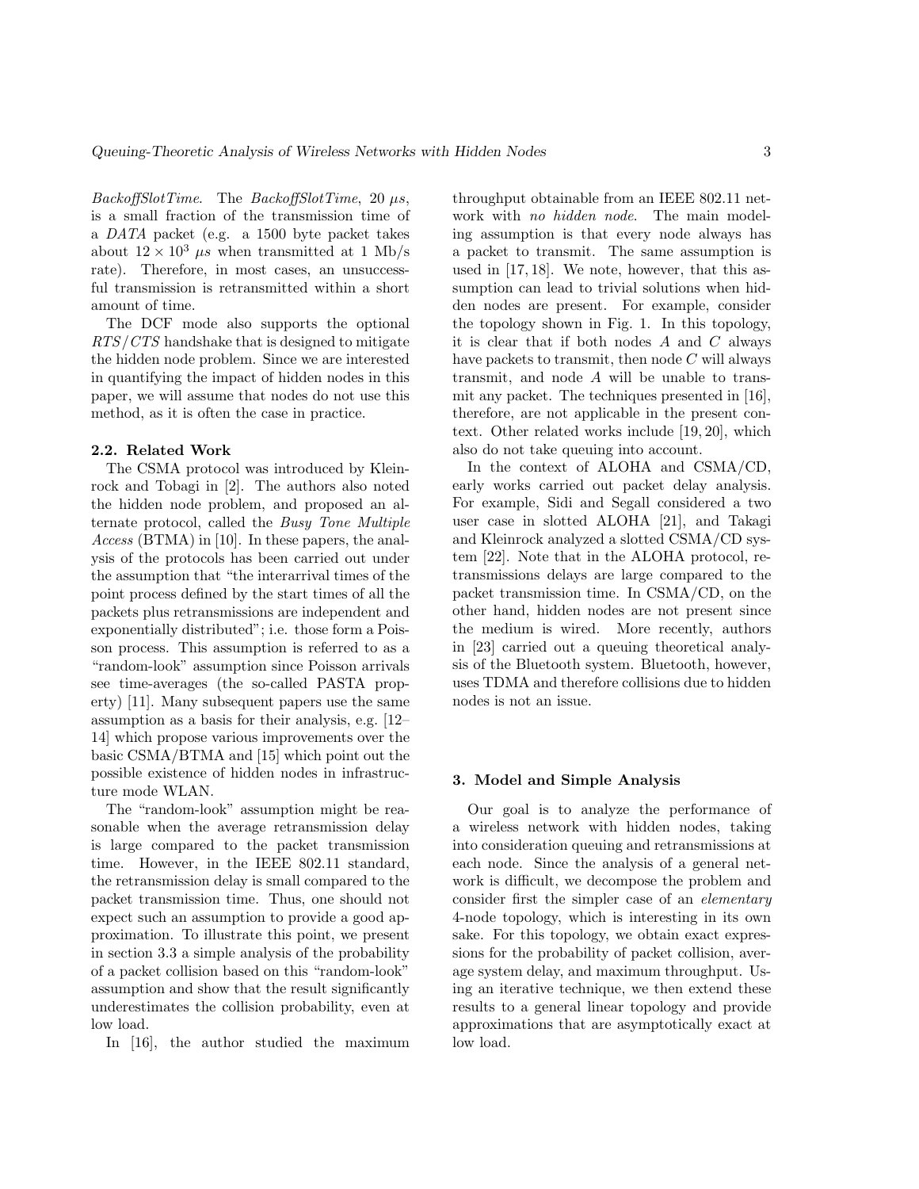*BackoffSlotTime*. The *BackoffSlotTime*, 20 $\mu s$, is a small fraction of the transmission time of a *DATA* packet (e.g. a 1500 byte packet takes about $12 \times 10^3$ $\mu s$ when transmitted at 1 Mb/s rate). Therefore, in most cases, an unsuccessful transmission is retransmitted within a short amount of time.

The DCF mode also supports the optional *RTS/CTS* handshake that is designed to mitigate the hidden node problem. Since we are interested in quantifying the impact of hidden nodes in this paper, we will assume that nodes do not use this method, as it is often the case in practice.

### 2.2. Related Work

The CSMA protocol was introduced by Kleinrock and Tobagi in [2]. The authors also noted the hidden node problem, and proposed an alternate protocol, called the *Busy Tone Multiple Access* (BTMA) in [10]. In these papers, the analysis of the protocols has been carried out under the assumption that "the interarrival times of the point process defined by the start times of all the packets plus retransmissions are independent and exponentially distributed"; i.e. those form a Poisson process. This assumption is referred to as a "random-look" assumption since Poisson arrivals see time-averages (the so-called PASTA property) [11]. Many subsequent papers use the same assumption as a basis for their analysis, e.g. [12–14] which propose various improvements over the basic CSMA/BTMA and [15] which point out the possible existence of hidden nodes in infrastructure mode WLAN.

The "random-look" assumption might be reasonable when the average retransmission delay is large compared to the packet transmission time. However, in the IEEE 802.11 standard, the retransmission delay is small compared to the packet transmission time. Thus, one should not expect such an assumption to provide a good approximation. To illustrate this point, we present in section 3.3 a simple analysis of the probability of a packet collision based on this "random-look" assumption and show that the result significantly underestimates the collision probability, even at low load.

In [16], the author studied the maximum throughput obtainable from an IEEE 802.11 network with *no hidden node*. The main modeling assumption is that every node always has a packet to transmit. The same assumption is used in [17, 18]. We note, however, that this assumption can lead to trivial solutions when hidden nodes are present. For example, consider the topology shown in Fig. 1. In this topology, it is clear that if both nodes $A$ and $C$ always have packets to transmit, then node $C$ will always transmit, and node $A$ will be unable to transmit any packet. The techniques presented in [16], therefore, are not applicable in the present context. Other related works include [19, 20], which also do not take queuing into account.

In the context of ALOHA and CSMA/CD, early works carried out packet delay analysis. For example, Sidi and Segall considered a two user case in slotted ALOHA [21], and Takagi and Kleinrock analyzed a slotted CSMA/CD system [22]. Note that in the ALOHA protocol, retransmissions delays are large compared to the packet transmission time. In CSMA/CD, on the other hand, hidden nodes are not present since the medium is wired. More recently, authors in [23] carried out a queuing theoretical analysis of the Bluetooth system. Bluetooth, however, uses TDMA and therefore collisions due to hidden nodes is not an issue.

## 3. Model and Simple Analysis

Our goal is to analyze the performance of a wireless network with hidden nodes, taking into consideration queuing and retransmissions at each node. Since the analysis of a general network is difficult, we decompose the problem and consider first the simpler case of an *elementary* 4-node topology, which is interesting in its own sake. For this topology, we obtain exact expressions for the probability of packet collision, average system delay, and maximum throughput. Using an iterative technique, we then extend these results to a general linear topology and provide approximations that are asymptotically exact at low load.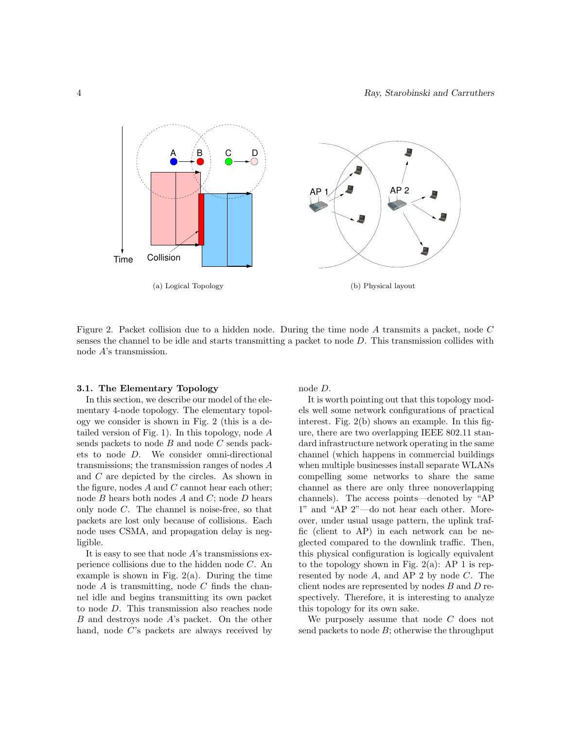(a) Logical Topology

(b) Physical layout

Figure 2. Packet collision due to a hidden node. During the time node $A$ transmits a packet, node $C$ senses the channel to be idle and starts transmitting a packet to node $D$. This transmission collides with node $A$'s transmission.

### 3.1. The Elementary Topology

In this section, we describe our model of the elementary 4-node topology. The elementary topology we consider is shown in Fig. 2 (this is a detailed version of Fig. 1). In this topology, node $A$ sends packets to node $B$ and node $C$ sends packets to node $D$. We consider omni-directional transmissions; the transmission ranges of nodes $A$ and $C$ are depicted by the circles. As shown in the figure, nodes $A$ and $C$ cannot hear each other; node $B$ hears both nodes $A$ and $C$; node $D$ hears only node $C$. The channel is noise-free, so that packets are lost only because of collisions. Each node uses CSMA, and propagation delay is negligible.

It is easy to see that node $A$'s transmissions experience collisions due to the hidden node $C$. An example is shown in Fig. 2(a). During the time node $A$ is transmitting, node $C$ finds the channel idle and begins transmitting its own packet to node $D$. This transmission also reaches node $B$ and destroys node $A$'s packet. On the other hand, node $C$'s packets are always received by node $D$.

It is worth pointing out that this topology models well some network configurations of practical interest. Fig. 2(b) shows an example. In this figure, there are two overlapping IEEE 802.11 standard infrastructure network operating in the same channel (which happens in commercial buildings when multiple businesses install separate WLANs compelling some networks to share the same channel as there are only three nonoverlapping channels). The access points—denoted by "AP 1" and "AP 2"—do not hear each other. Moreover, under usual usage pattern, the uplink traffic (client to AP) in each network can be neglected compared to the downlink traffic. Then, this physical configuration is logically equivalent to the topology shown in Fig. 2(a): AP 1 is represented by node $A$, and AP 2 by node $C$. The client nodes are represented by nodes $B$ and $D$ respectively. Therefore, it is interesting to analyze this topology for its own sake.

We purposely assume that node $C$ does not send packets to node $B$; otherwise the throughput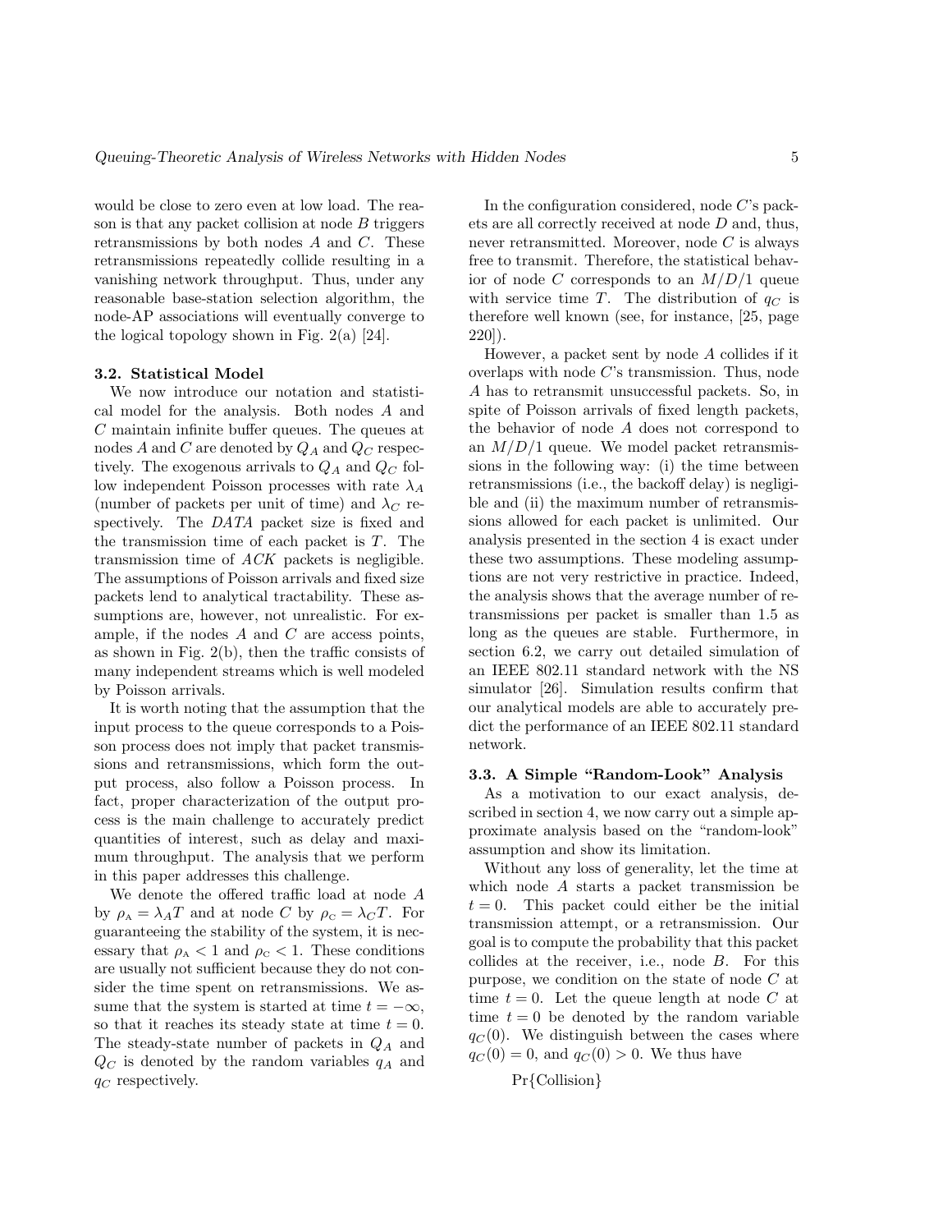would be close to zero even at low load. The reason is that any packet collision at node $B$ triggers retransmissions by both nodes $A$ and $C$. These retransmissions repeatedly collide resulting in a vanishing network throughput. Thus, under any reasonable base-station selection algorithm, the node-AP associations will eventually converge to the logical topology shown in Fig. 2(a) [24].

### 3.2. Statistical Model

We now introduce our notation and statistical model for the analysis. Both nodes $A$ and $C$ maintain infinite buffer queues. The queues at nodes $A$ and $C$ are denoted by $Q_A$ and $Q_C$ respectively. The exogenous arrivals to $Q_A$ and $Q_C$ follow independent Poisson processes with rate $\lambda_A$ (number of packets per unit of time) and $\lambda_C$ respectively. The *DATA* packet size is fixed and the transmission time of each packet is $T$. The transmission time of *ACK* packets is negligible. The assumptions of Poisson arrivals and fixed size packets lend to analytical tractability. These assumptions are, however, not unrealistic. For example, if the nodes $A$ and $C$ are access points, as shown in Fig. 2(b), then the traffic consists of many independent streams which is well modeled by Poisson arrivals.

It is worth noting that the assumption that the input process to the queue corresponds to a Poisson process does not imply that packet transmissions and retransmissions, which form the output process, also follow a Poisson process. In fact, proper characterization of the output process is the main challenge to accurately predict quantities of interest, such as delay and maximum throughput. The analysis that we perform in this paper addresses this challenge.

We denote the offered traffic load at node $A$ by $\rho_A = \lambda_A T$ and at node $C$ by $\rho_C = \lambda_C T$. For guaranteeing the stability of the system, it is necessary that $\rho_A < 1$ and $\rho_C < 1$. These conditions are usually not sufficient because they do not consider the time spent on retransmissions. We assume that the system is started at time $t = -\infty$, so that it reaches its steady state at time $t = 0$. The steady-state number of packets in $Q_A$ and $Q_C$ is denoted by the random variables $q_A$ and $q_C$ respectively.

In the configuration considered, node $C$'s packets are all correctly received at node $D$ and, thus, never retransmitted. Moreover, node $C$ is always free to transmit. Therefore, the statistical behavior of node $C$ corresponds to an $M/D/1$ queue with service time $T$. The distribution of $q_C$ is therefore well known (see, for instance, [25, page 220]).

However, a packet sent by node $A$ collides if it overlaps with node $C$'s transmission. Thus, node $A$ has to retransmit unsuccessful packets. So, in spite of Poisson arrivals of fixed length packets, the behavior of node $A$ does not correspond to an $M/D/1$ queue. We model packet retransmissions in the following way: (i) the time between retransmissions (i.e., the backoff delay) is negligible and (ii) the maximum number of retransmissions allowed for each packet is unlimited. Our analysis presented in the section 4 is exact under these two assumptions. These modeling assumptions are not very restrictive in practice. Indeed, the analysis shows that the average number of retransmissions per packet is smaller than 1.5 as long as the queues are stable. Furthermore, in section 6.2, we carry out detailed simulation of an IEEE 802.11 standard network with the NS simulator [26]. Simulation results confirm that our analytical models are able to accurately predict the performance of an IEEE 802.11 standard network.

### 3.3. A Simple "Random-Look" Analysis

As a motivation to our exact analysis, described in section 4, we now carry out a simple approximate analysis based on the "random-look" assumption and show its limitation.

Without any loss of generality, let the time at which node $A$ starts a packet transmission be $t = 0$. This packet could either be the initial transmission attempt, or a retransmission. Our goal is to compute the probability that this packet collides at the receiver, i.e., node $B$. For this purpose, we condition on the state of node $C$ at time $t = 0$. Let the queue length at node $C$ at time $t = 0$ be denoted by the random variable $q_C(0)$. We distinguish between the cases where $q_C(0) = 0$, and $q_C(0) > 0$. We thus have

$\Pr\{\text{Collision}\}$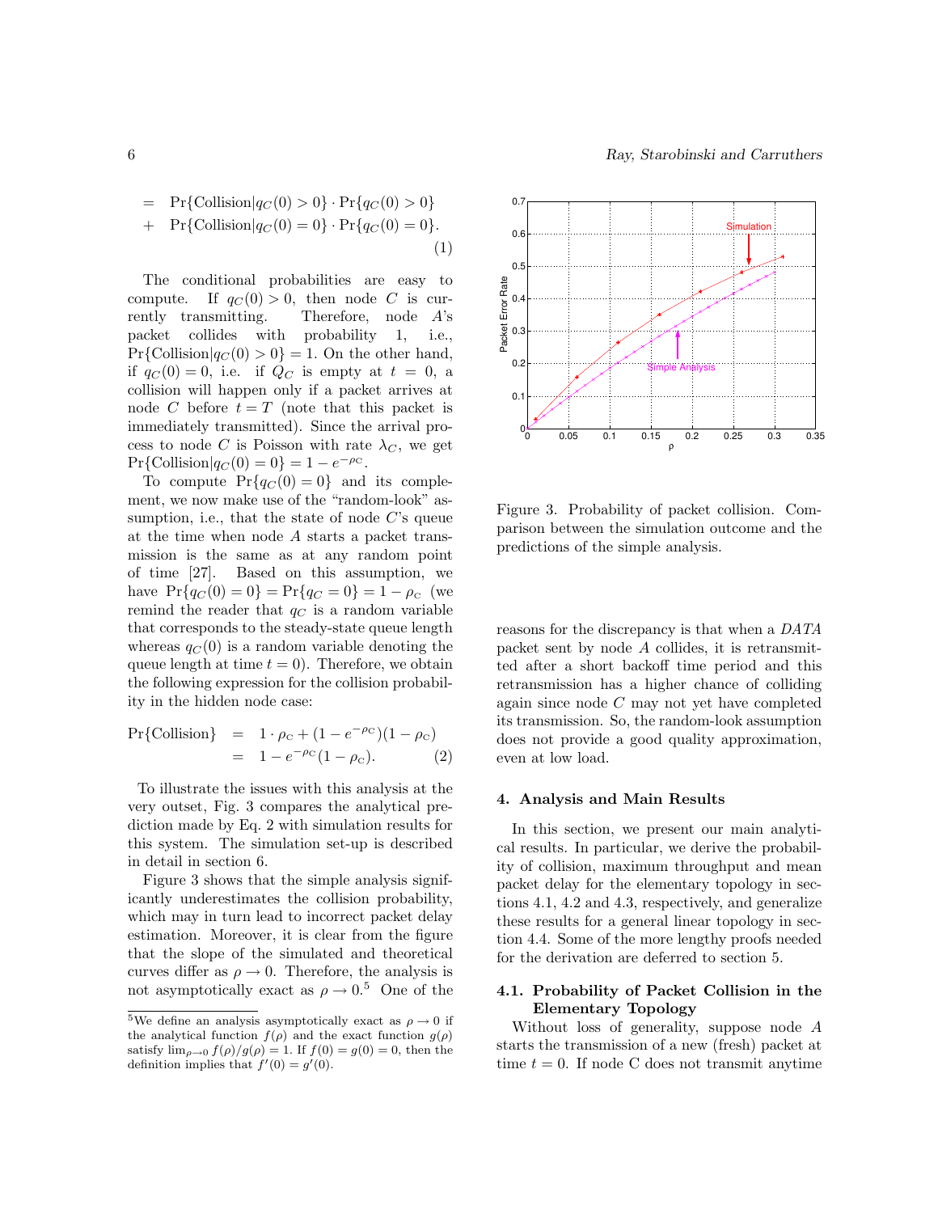$$
\begin{aligned}
&= \Pr\{\text{Collision}|q_C(0) > 0\} \cdot \Pr\{q_C(0) > 0\} \\
&+ \Pr\{\text{Collision}|q_C(0) = 0\} \cdot \Pr\{q_C(0) = 0\}.
\end{aligned} \tag{1}
$$

The conditional probabilities are easy to compute. If $q_C(0) > 0$, then node $C$ is currently transmitting. Therefore, node $A$'s packet collides with probability 1, i.e., $\Pr\{\text{Collision}|q_C(0) > 0\} = 1$. On the other hand, if $q_C(0) = 0$, i.e. if $Q_C$ is empty at $t = 0$, a collision will happen only if a packet arrives at node $C$ before $t = T$ (note that this packet is immediately transmitted). Since the arrival process to node $C$ is Poisson with rate $\lambda_C$, we get $\Pr\{\text{Collision}|q_C(0) = 0\} = 1 - e^{-\rho_C}$.

To compute $\Pr\{q_C(0) = 0\}$ and its complement, we now make use of the "random-look" assumption, i.e., that the state of node $C$'s queue at the time when node $A$ starts a packet transmission is the same as at any random point of time [27]. Based on this assumption, we have $\Pr\{q_C(0) = 0\} = \Pr\{q_C = 0\} = 1 - \rho_C$ (we remind the reader that $q_C$ is a random variable that corresponds to the steady-state queue length whereas $q_C(0)$ is a random variable denoting the queue length at time $t = 0$). Therefore, we obtain the following expression for the collision probability in the hidden node case:

$$
\begin{aligned}
\Pr\{\text{Collision}\} &= 1 \cdot \rho_C + (1 - e^{-\rho_C})(1 - \rho_C) \\
&= 1 - e^{-\rho_C}(1 - \rho_C).
\end{aligned} \tag{2}
$$

To illustrate the issues with this analysis at the very outset, Fig. 3 compares the analytical prediction made by Eq. 2 with simulation results for this system. The simulation set-up is described in detail in section 6.

Figure 3 shows that the simple analysis significantly underestimates the collision probability, which may in turn lead to incorrect packet delay estimation. Moreover, it is clear from the figure that the slope of the simulated and theoretical curves differ as $\rho \to 0$. Therefore, the analysis is not asymptotically exact as $\rho \to 0$.[5] One of the reasons for the discrepancy is that when a *DATA* packet sent by node $A$ collides, it is retransmitted after a short backoff time period and this retransmission has a higher chance of colliding again since node $C$ may not yet have completed its transmission. So, the random-look assumption does not provide a good quality approximation, even at low load.

Figure 3. Probability of packet collision. Comparison between the simulation outcome and the predictions of the simple analysis.

## 4. Analysis and Main Results

In this section, we present our main analytical results. In particular, we derive the probability of collision, maximum throughput and mean packet delay for the elementary topology in sections 4.1, 4.2 and 4.3, respectively, and generalize these results for a general linear topology in section 4.4. Some of the more lengthy proofs needed for the derivation are deferred to section 5.

### 4.1. Probability of Packet Collision in the Elementary Topology

Without loss of generality, suppose node $A$ starts the transmission of a new (fresh) packet at time $t = 0$. If node C does not transmit anytime

[5] We define an analysis asymptotically exact as $\rho \to 0$ if the analytical function $f(\rho)$ and the exact function $g(\rho)$ satisfy $\lim_{\rho \to 0} f(\rho)/g(\rho) = 1$. If $f(0) = g(0) = 0$, then the definition implies that $f'(0) = g'(0)$.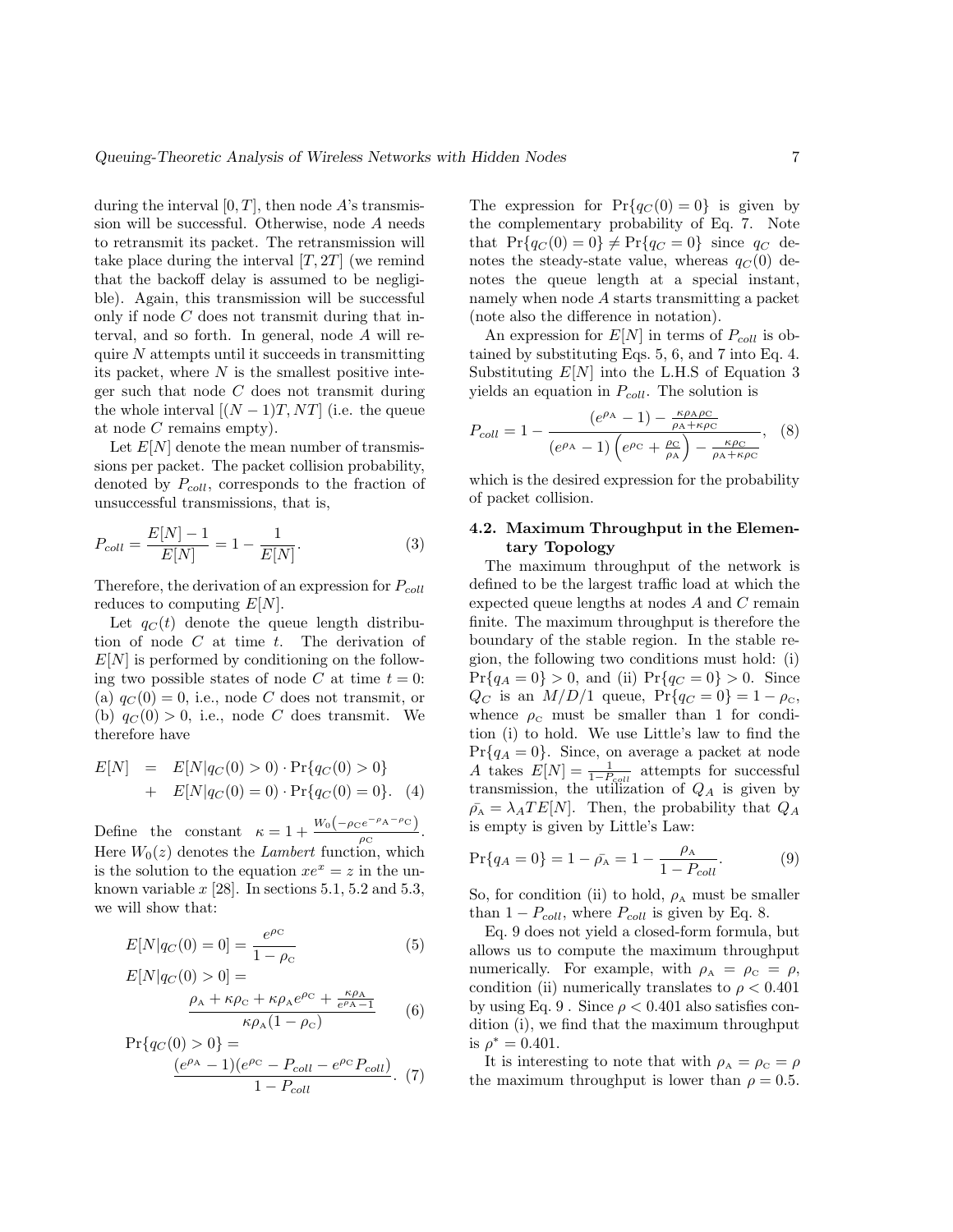during the interval $[0, T]$, then node $A$'s transmission will be successful. Otherwise, node $A$ needs to retransmit its packet. The retransmission will take place during the interval $[T, 2T]$ (we remind that the backoff delay is assumed to be negligible). Again, this transmission will be successful only if node $C$ does not transmit during that interval, and so forth. In general, node $A$ will require $N$ attempts until it succeeds in transmitting its packet, where $N$ is the smallest positive integer such that node $C$ does not transmit during the whole interval $[(N-1)T, NT]$ (i.e. the queue at node $C$ remains empty).

Let $E[N]$ denote the mean number of transmissions per packet. The packet collision probability, denoted by $P_{coll}$, corresponds to the fraction of unsuccessful transmissions, that is,

$$P_{coll} = \frac{E[N]-1}{E[N]} = 1 - \frac{1}{E[N]}. \quad (3)$$

Therefore, the derivation of an expression for $P_{coll}$ reduces to computing $E[N]$.

Let $q_C(t)$ denote the queue length distribution of node $C$ at time $t$. The derivation of $E[N]$ is performed by conditioning on the following two possible states of node $C$ at time $t = 0$: (a) $q_C(0) = 0$, i.e., node $C$ does not transmit, or (b) $q_C(0) > 0$, i.e., node $C$ does transmit. We therefore have

$$\begin{aligned} E[N] &= E[N|q_C(0) > 0) \cdot \Pr\{q_C(0) > 0\} \\ &+ E[N|q_C(0) = 0) \cdot \Pr\{q_C(0) = 0\}. \quad (4) \end{aligned}$$

Define the constant $\kappa = 1 + \frac{W_0\left(-\rho_C e^{-\rho_A - \rho_C}\right)}{\rho_C}$. Here $W_0(z)$ denotes the *Lambert* function, which is the solution to the equation $xe^x = z$ in the unknown variable $x$ [28]. In sections 5.1, 5.2 and 5.3, we will show that:

$$E[N|q_C(0) = 0] = \frac{e^{\rho_C}}{1 - \rho_C} \quad (5)$$

$$E[N|q_C(0) > 0] = \frac{\rho_A + \kappa\rho_C + \kappa\rho_A e^{\rho_C} + \frac{\kappa\rho_A}{e^{\rho_A}-1}}{\kappa\rho_A(1-\rho_C)} \quad (6)$$

$$\Pr\{q_C(0) > 0\} = \frac{(e^{\rho_A}-1)(e^{\rho_C} - P_{coll} - e^{\rho_C} P_{coll})}{1 - P_{coll}}. \quad (7)$$

The expression for $\Pr\{q_C(0) = 0\}$ is given by the complementary probability of Eq. 7. Note that $\Pr\{q_C(0) = 0\} \neq \Pr\{q_C = 0\}$ since $q_C$ denotes the steady-state value, whereas $q_C(0)$ denotes the queue length at a special instant, namely when node $A$ starts transmitting a packet (note also the difference in notation).

An expression for $E[N]$ in terms of $P_{coll}$ is obtained by substituting Eqs. 5, 6, and 7 into Eq. 4. Substituting $E[N]$ into the L.H.S of Equation 3 yields an equation in $P_{coll}$. The solution is

$$P_{coll} = 1 - \frac{(e^{\rho_A} - 1) - \frac{\kappa\rho_A\rho_C}{\rho_A + \kappa\rho_C}}{(e^{\rho_A}-1)\left(e^{\rho_C} + \frac{\rho_C}{\rho_A}\right) - \frac{\kappa\rho_C}{\rho_A + \kappa\rho_C}}, \quad (8)$$

which is the desired expression for the probability of packet collision.

### 4.2. Maximum Throughput in the Elementary Topology

The maximum throughput of the network is defined to be the largest traffic load at which the expected queue lengths at nodes $A$ and $C$ remain finite. The maximum throughput is therefore the boundary of the stable region. In the stable region, the following two conditions must hold: (i) $\Pr\{q_A = 0\} > 0$, and (ii) $\Pr\{q_C = 0\} > 0$. Since $Q_C$ is an $M/D/1$ queue, $\Pr\{q_C = 0\} = 1 - \rho_C$, whence $\rho_C$ must be smaller than 1 for condition (i) to hold. We use Little's law to find the $\Pr\{q_A = 0\}$. Since, on average a packet at node $A$ takes $E[N] = \frac{1}{1-P_{coll}}$ attempts for successful transmission, the utilization of $Q_A$ is given by $\bar{\rho_A} = \lambda_A T E[N]$. Then, the probability that $Q_A$ is empty is given by Little's Law:

$$\Pr\{q_A = 0\} = 1 - \bar{\rho_A} = 1 - \frac{\rho_A}{1 - P_{coll}}. \quad (9)$$

So, for condition (ii) to hold, $\rho_A$ must be smaller than $1 - P_{coll}$, where $P_{coll}$ is given by Eq. 8.

Eq. 9 does not yield a closed-form formula, but allows us to compute the maximum throughput numerically. For example, with $\rho_A = \rho_C = \rho$, condition (ii) numerically translates to $\rho < 0.401$ by using Eq. 9 . Since $\rho < 0.401$ also satisfies condition (i), we find that the maximum throughput is $\rho^* = 0.401$.

It is interesting to note that with $\rho_A = \rho_C = \rho$ the maximum throughput is lower than $\rho = 0.5$.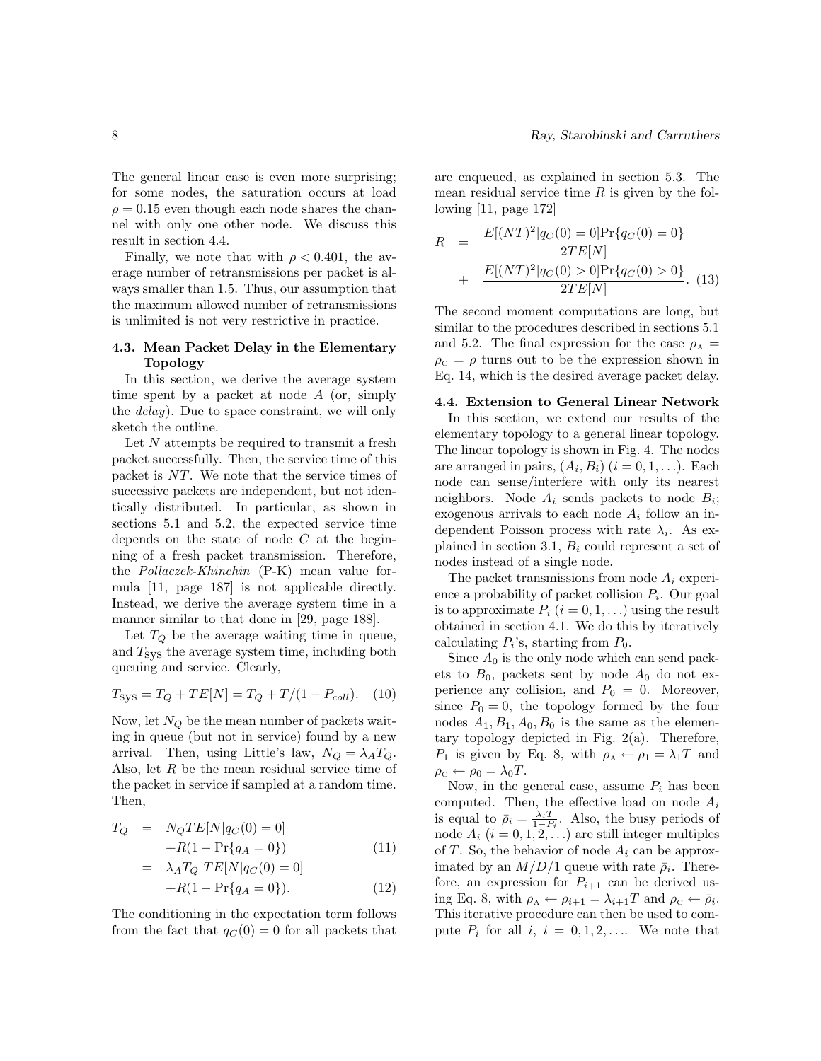The general linear case is even more surprising; for some nodes, the saturation occurs at load $\rho = 0.15$ even though each node shares the channel with only one other node. We discuss this result in section 4.4.

Finally, we note that with $\rho < 0.401$, the average number of retransmissions per packet is always smaller than 1.5. Thus, our assumption that the maximum allowed number of retransmissions is unlimited is not very restrictive in practice.

### 4.3. Mean Packet Delay in the Elementary Topology

In this section, we derive the average system time spent by a packet at node $A$ (or, simply the *delay*). Due to space constraint, we will only sketch the outline.

Let $N$ attempts be required to transmit a fresh packet successfully. Then, the service time of this packet is $NT$. We note that the service times of successive packets are independent, but not identically distributed. In particular, as shown in sections 5.1 and 5.2, the expected service time depends on the state of node $C$ at the beginning of a fresh packet transmission. Therefore, the *Pollaczek-Khinchin* (P-K) mean value formula [11, page 187] is not applicable directly. Instead, we derive the average system time in a manner similar to that done in [29, page 188].

Let $T_Q$ be the average waiting time in queue, and $T_{\text{SYS}}$ the average system time, including both queuing and service. Clearly,

$$T_{\text{SYS}} = T_Q + TE[N] = T_Q + T/(1 - P_{coll}). \quad (10)$$

Now, let $N_Q$ be the mean number of packets waiting in queue (but not in service) found by a new arrival. Then, using Little's law, $N_Q = \lambda_A T_Q$. Also, let $R$ be the mean residual service time of the packet in service if sampled at a random time. Then,

$$\begin{aligned} T_Q &= N_Q TE[N|q_C(0) = 0] \\ &\quad + R(1 - \Pr\{q_A = 0\}) \quad (11) \\ &= \lambda_A T_Q \, TE[N|q_C(0) = 0] \\ &\quad + R(1 - \Pr\{q_A = 0\}). \quad (12) \end{aligned}$$

The conditioning in the expectation term follows from the fact that $q_C(0) = 0$ for all packets that are enqueued, as explained in section 5.3. The mean residual service time $R$ is given by the following [11, page 172]

$$\begin{aligned} R &= \frac{E[(NT)^2|q_C(0) = 0]\Pr\{q_C(0) = 0\}}{2TE[N]} \\ &\quad + \frac{E[(NT)^2|q_C(0) > 0]\Pr\{q_C(0) > 0\}}{2TE[N]}. \quad (13) \end{aligned}$$

The second moment computations are long, but similar to the procedures described in sections 5.1 and 5.2. The final expression for the case $\rho_{\text{A}} = \rho_{\text{C}} = \rho$ turns out to be the expression shown in Eq. 14, which is the desired average packet delay.

### 4.4. Extension to General Linear Network

In this section, we extend our results of the elementary topology to a general linear topology. The linear topology is shown in Fig. 4. The nodes are arranged in pairs, $(A_i, B_i)$ $(i = 0, 1, \ldots)$. Each node can sense/interfere with only its nearest neighbors. Node $A_i$ sends packets to node $B_i$; exogenous arrivals to each node $A_i$ follow an independent Poisson process with rate $\lambda_i$. As explained in section 3.1, $B_i$ could represent a set of nodes instead of a single node.

The packet transmissions from node $A_i$ experience a probability of packet collision $P_i$. Our goal is to approximate $P_i$ $(i = 0, 1, \ldots)$ using the result obtained in section 4.1. We do this by iteratively calculating $P_i$'s, starting from $P_0$.

Since $A_0$ is the only node which can send packets to $B_0$, packets sent by node $A_0$ do not experience any collision, and $P_0 = 0$. Moreover, since $P_0 = 0$, the topology formed by the four nodes $A_1, B_1, A_0, B_0$ is the same as the elementary topology depicted in Fig. 2(a). Therefore, $P_1$ is given by Eq. 8, with $\rho_{\text{A}} \leftarrow \rho_1 = \lambda_1 T$ and $\rho_{\text{C}} \leftarrow \rho_0 = \lambda_0 T$.

Now, in the general case, assume $P_i$ has been computed. Then, the effective load on node $A_i$ is equal to $\bar{\rho}_i = \frac{\lambda_i T}{1 - P_i}$. Also, the busy periods of node $A_i$ $(i = 0, 1, 2, \ldots)$ are still integer multiples of $T$. So, the behavior of node $A_i$ can be approximated by an $M/D/1$ queue with rate $\bar{\rho}_i$. Therefore, an expression for $P_{i+1}$ can be derived using Eq. 8, with $\rho_{\text{A}} \leftarrow \rho_{i+1} = \lambda_{i+1} T$ and $\rho_{\text{C}} \leftarrow \bar{\rho}_i$. This iterative procedure can then be used to compute $P_i$ for all $i$, $i = 0, 1, 2, \ldots$. We note that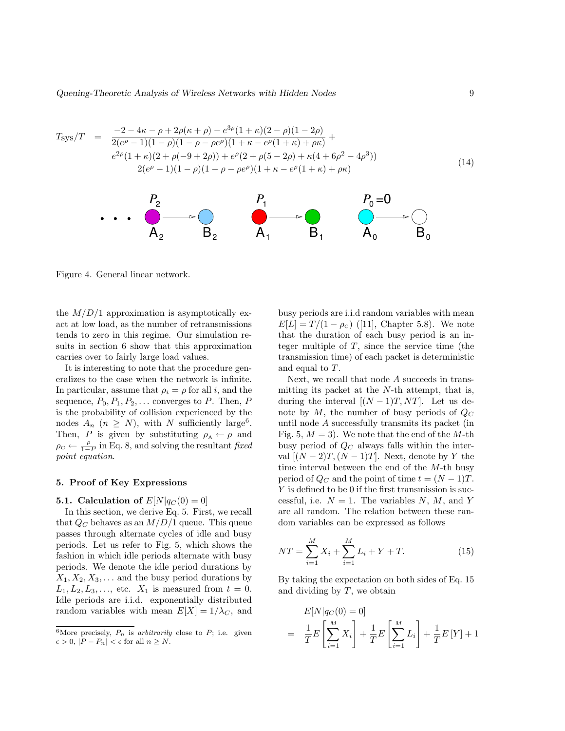$$
\begin{aligned}
T_{\text{sys}}/T \;=\; & \frac{-2-4\kappa-\rho+2\rho(\kappa+\rho)-e^{3\rho}(1+\kappa)(2-\rho)(1-2\rho)}{2(e^{\rho}-1)(1-\rho)(1-\rho-\rho e^{\rho})(1+\kappa-e^{\rho}(1+\kappa)+\rho\kappa)}+ \\
& \frac{e^{2\rho}(1+\kappa)(2+\rho(-9+2\rho))+e^{\rho}(2+\rho(5-2\rho)+\kappa(4+6\rho^2-4\rho^3))}{2(e^{\rho}-1)(1-\rho)(1-\rho-\rho e^{\rho})(1+\kappa-e^{\rho}(1+\kappa)+\rho\kappa)}
\end{aligned}
\tag{14}
$$

Figure 4. General linear network.

the $M/D/1$ approximation is asymptotically exact at low load, as the number of retransmissions tends to zero in this regime. Our simulation results in section 6 show that this approximation carries over to fairly large load values.

It is interesting to note that the procedure generalizes to the case when the network is infinite. In particular, assume that $\rho_i = \rho$ for all $i$, and the sequence, $P_0, P_1, P_2, \ldots$ converges to $P$. Then, $P$ is the probability of collision experienced by the nodes $A_n$ ($n \geq N$), with $N$ sufficiently large[6]. Then, $P$ is given by substituting $\rho_{\text{A}} \leftarrow \rho$ and $\rho_{\text{C}} \leftarrow \frac{\rho}{1-P}$ in Eq. 8, and solving the resultant *fixed point equation*.

## 5. Proof of Key Expressions

### 5.1. Calculation of $E[N|q_C(0) = 0]$

In this section, we derive Eq. 5. First, we recall that $Q_C$ behaves as an $M/D/1$ queue. This queue passes through alternate cycles of idle and busy periods. Let us refer to Fig. 5, which shows the fashion in which idle periods alternate with busy periods. We denote the idle period durations by $X_1, X_2, X_3, \ldots$ and the busy period durations by $L_1, L_2, L_3, \ldots$, etc. $X_1$ is measured from $t = 0$. Idle periods are i.i.d. exponentially distributed random variables with mean $E[X] = 1/\lambda_C$, and busy periods are i.i.d random variables with mean $E[L] = T/(1-\rho_{\text{C}})$ ([11], Chapter 5.8). We note that the duration of each busy period is an integer multiple of $T$, since the service time (the transmission time) of each packet is deterministic and equal to $T$.

Next, we recall that node $A$ succeeds in transmitting its packet at the $N$-th attempt, that is, during the interval $[(N-1)T, NT]$. Let us denote by $M$, the number of busy periods of $Q_C$ until node $A$ successfully transmits its packet (in Fig. 5, $M = 3$). We note that the end of the $M$-th busy period of $Q_C$ always falls within the interval $[(N-2)T, (N-1)T]$. Next, denote by $Y$ the time interval between the end of the $M$-th busy period of $Q_C$ and the point of time $t = (N-1)T$. $Y$ is defined to be 0 if the first transmission is successful, i.e. $N = 1$. The variables $N$, $M$, and $Y$ are all random. The relation between these random variables can be expressed as follows

$$
NT = \sum_{i=1}^{M} X_i + \sum_{i=1}^{M} L_i + Y + T. \tag{15}
$$

By taking the expectation on both sides of Eq. 15 and dividing by $T$, we obtain

$$
\begin{aligned}
& E[N|q_C(0) = 0] \\
= \; & \frac{1}{T}E\left[\sum_{i=1}^{M} X_i\right] + \frac{1}{T}E\left[\sum_{i=1}^{M} L_i\right] + \frac{1}{T}E\left[Y\right] + 1
\end{aligned}
$$

[6] More precisely, $P_n$ is *arbitrarily* close to $P$; i.e. given $\epsilon > 0$, $|P - P_n| < \epsilon$ for all $n \geq N$.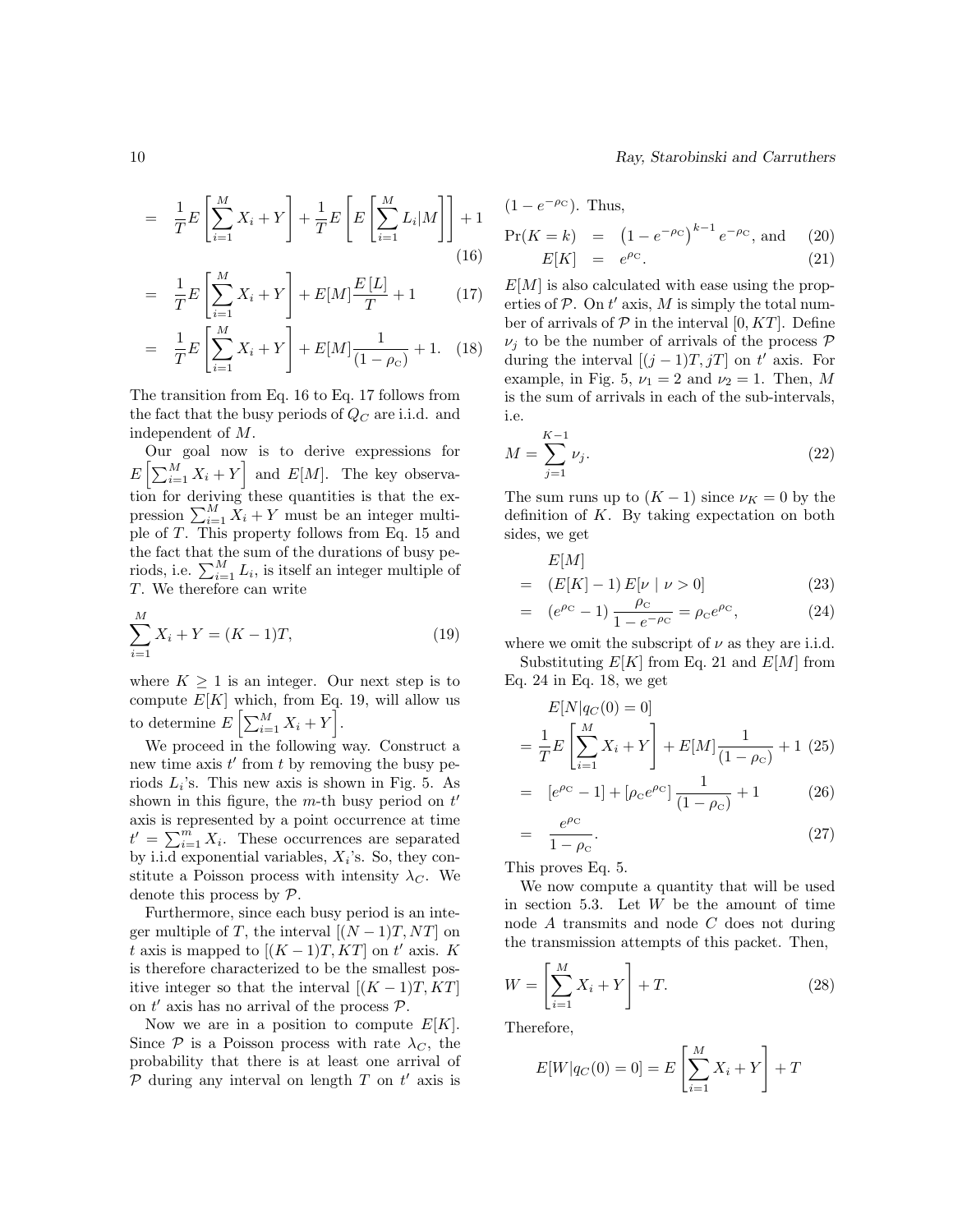$$= \frac{1}{T} E\left[\sum_{i=1}^{M} X_i + Y\right] + \frac{1}{T} E\left[E\left[\sum_{i=1}^{M} L_i | M\right]\right] + 1 \quad (16)$$

$$= \frac{1}{T} E\left[\sum_{i=1}^{M} X_i + Y\right] + E[M]\frac{E[L]}{T} + 1 \quad (17)$$

$$= \frac{1}{T} E\left[\sum_{i=1}^{M} X_i + Y\right] + E[M]\frac{1}{(1-\rho_C)} + 1. \quad (18)$$

The transition from Eq. 16 to Eq. 17 follows from the fact that the busy periods of $Q_C$ are i.i.d. and independent of $M$.

Our goal now is to derive expressions for $E\left[\sum_{i=1}^{M} X_i + Y\right]$ and $E[M]$. The key observation for deriving these quantities is that the expression $\sum_{i=1}^{M} X_i + Y$ must be an integer multiple of $T$. This property follows from Eq. 15 and the fact that the sum of the durations of busy periods, i.e. $\sum_{i=1}^{M} L_i$, is itself an integer multiple of $T$. We therefore can write

$$\sum_{i=1}^{M} X_i + Y = (K-1)T, \quad (19)$$

where $K \geq 1$ is an integer. Our next step is to compute $E[K]$ which, from Eq. 19, will allow us to determine $E\left[\sum_{i=1}^{M} X_i + Y\right]$.

We proceed in the following way. Construct a new time axis $t'$ from $t$ by removing the busy periods $L_i$'s. This new axis is shown in Fig. 5. As shown in this figure, the $m$-th busy period on $t'$ axis is represented by a point occurrence at time $t' = \sum_{i=1}^{m} X_i$. These occurrences are separated by i.i.d exponential variables, $X_i$'s. So, they constitute a Poisson process with intensity $\lambda_C$. We denote this process by $\mathcal{P}$.

Furthermore, since each busy period is an integer multiple of $T$, the interval $[(N-1)T, NT]$ on $t$ axis is mapped to $[(K-1)T, KT]$ on $t'$ axis. $K$ is therefore characterized to be the smallest positive integer so that the interval $[(K-1)T, KT]$ on $t'$ axis has no arrival of the process $\mathcal{P}$.

Now we are in a position to compute $E[K]$. Since $\mathcal{P}$ is a Poisson process with rate $\lambda_C$, the probability that there is at least one arrival of $\mathcal{P}$ during any interval on length $T$ on $t'$ axis is $(1 - e^{-\rho_C})$. Thus,

$$\Pr(K = k) = \left(1 - e^{-\rho_C}\right)^{k-1} e^{-\rho_C}, \text{ and} \quad (20)$$

$$E[K] = e^{\rho_C}. \quad (21)$$

$E[M]$ is also calculated with ease using the properties of $\mathcal{P}$. On $t'$ axis, $M$ is simply the total number of arrivals of $\mathcal{P}$ in the interval $[0, KT]$. Define $\nu_j$ to be the number of arrivals of the process $\mathcal{P}$ during the interval $[(j-1)T, jT]$ on $t'$ axis. For example, in Fig. 5, $\nu_1 = 2$ and $\nu_2 = 1$. Then, $M$ is the sum of arrivals in each of the sub-intervals, i.e.

$$M = \sum_{j=1}^{K-1} \nu_j. \quad (22)$$

The sum runs up to $(K-1)$ since $\nu_K = 0$ by the definition of $K$. By taking expectation on both sides, we get

$$E[M] = (E[K] - 1)\, E[\nu \mid \nu > 0] \quad (23)$$

$$= (e^{\rho_C} - 1)\, \frac{\rho_C}{1 - e^{-\rho_C}} = \rho_C e^{\rho_C}, \quad (24)$$

where we omit the subscript of $\nu$ as they are i.i.d.

Substituting $E[K]$ from Eq. 21 and $E[M]$ from Eq. 24 in Eq. 18, we get

$$E[N | q_C(0) = 0] = \frac{1}{T} E\left[\sum_{i=1}^{M} X_i + Y\right] + E[M]\frac{1}{(1-\rho_C)} + 1 \quad (25)$$

$$= [e^{\rho_C} - 1] + [\rho_C e^{\rho_C}]\frac{1}{(1-\rho_C)} + 1 \quad (26)$$

$$= \frac{e^{\rho_C}}{1-\rho_C}. \quad (27)$$

This proves Eq. 5.

We now compute a quantity that will be used in section 5.3. Let $W$ be the amount of time node $A$ transmits and node $C$ does not during the transmission attempts of this packet. Then,

$$W = \left[\sum_{i=1}^{M} X_i + Y\right] + T. \quad (28)$$

Therefore,

$$E[W | q_C(0) = 0] = E\left[\sum_{i=1}^{M} X_i + Y\right] + T$$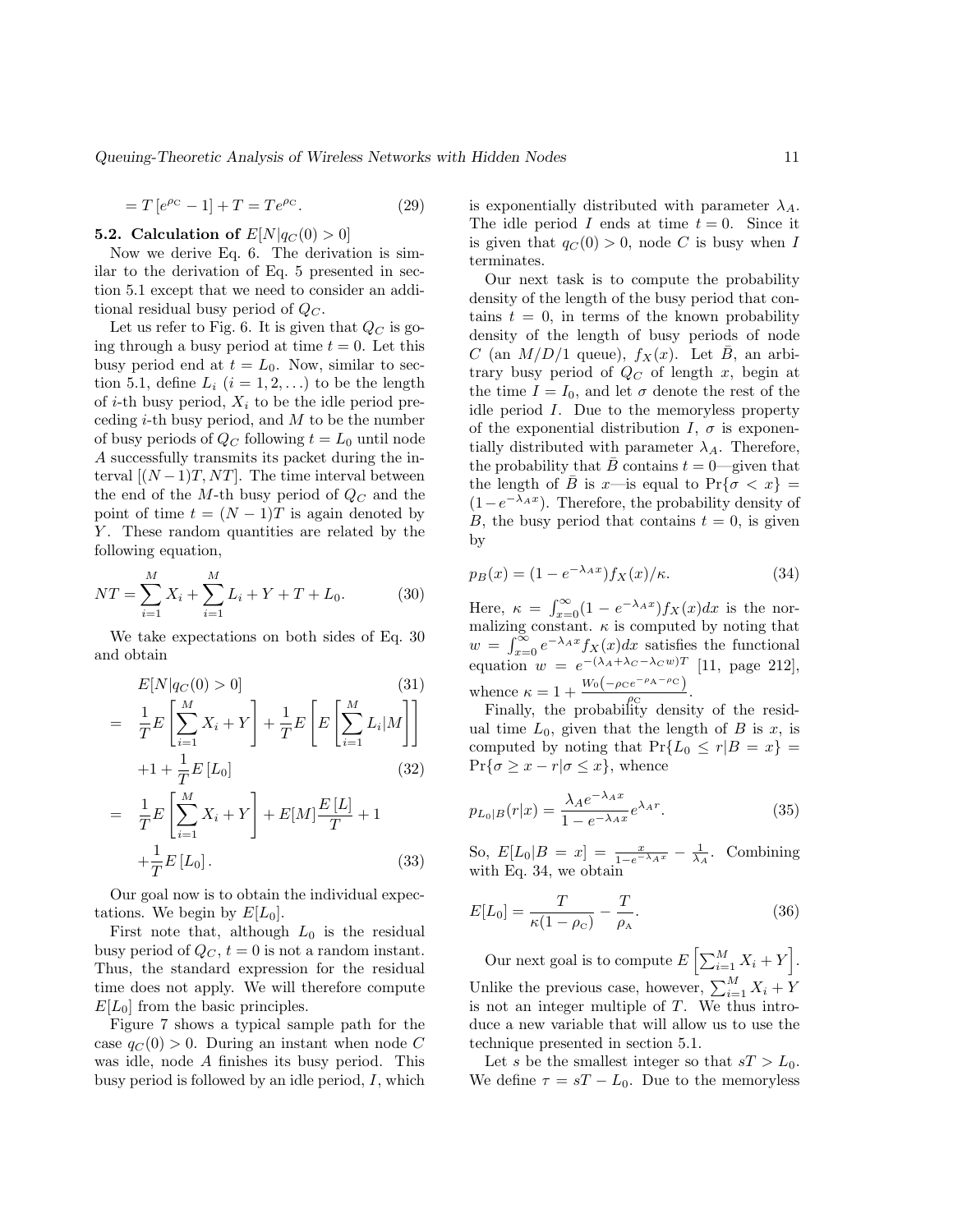$$= T\left[e^{\rho_C} - 1\right] + T = Te^{\rho_C}. \tag{29}$$

### 5.2. Calculation of $E[N|q_C(0) > 0]$

Now we derive Eq. 6. The derivation is similar to the derivation of Eq. 5 presented in section 5.1 except that we need to consider an additional residual busy period of $Q_C$.

Let us refer to Fig. 6. It is given that $Q_C$ is going through a busy period at time $t = 0$. Let this busy period end at $t = L_0$. Now, similar to section 5.1, define $L_i$ ($i = 1, 2, \ldots$) to be the length of $i$-th busy period, $X_i$ to be the idle period preceding $i$-th busy period, and $M$ to be the number of busy periods of $Q_C$ following $t = L_0$ until node $A$ successfully transmits its packet during the interval $[(N-1)T, NT]$. The time interval between the end of the $M$-th busy period of $Q_C$ and the point of time $t = (N-1)T$ is again denoted by $Y$. These random quantities are related by the following equation,

$$NT = \sum_{i=1}^{M} X_i + \sum_{i=1}^{M} L_i + Y + T + L_0. \tag{30}$$

We take expectations on both sides of Eq. 30 and obtain

$$E[N|q_C(0) > 0] \tag{31}$$

$$= \frac{1}{T} E\left[\sum_{i=1}^{M} X_i + Y\right] + \frac{1}{T} E\left[E\left[\sum_{i=1}^{M} L_i | M\right]\right]$$

$$+1 + \frac{1}{T} E\left[L_0\right] \tag{32}$$

$$= \frac{1}{T} E\left[\sum_{i=1}^{M} X_i + Y\right] + E[M]\frac{E\left[L\right]}{T} + 1$$

$$+\frac{1}{T} E\left[L_0\right]. \tag{33}$$

Our goal now is to obtain the individual expectations. We begin by $E[L_0]$.

First note that, although $L_0$ is the residual busy period of $Q_C$, $t = 0$ is not a random instant. Thus, the standard expression for the residual time does not apply. We will therefore compute $E[L_0]$ from the basic principles.

Figure 7 shows a typical sample path for the case $q_C(0) > 0$. During an instant when node $C$ was idle, node $A$ finishes its busy period. This busy period is followed by an idle period, $I$, which is exponentially distributed with parameter $\lambda_A$. The idle period $I$ ends at time $t = 0$. Since it is given that $q_C(0) > 0$, node $C$ is busy when $I$ terminates.

Our next task is to compute the probability density of the length of the busy period that contains $t = 0$, in terms of the known probability density of the length of busy periods of node $C$ (an $M/D/1$ queue), $f_X(x)$. Let $\bar{B}$, an arbitrary busy period of $Q_C$ of length $x$, begin at the time $I = I_0$, and let $\sigma$ denote the rest of the idle period $I$. Due to the memoryless property of the exponential distribution $I$, $\sigma$ is exponentially distributed with parameter $\lambda_A$. Therefore, the probability that $\bar{B}$ contains $t = 0$—given that the length of $\bar{B}$ is $x$—is equal to $\Pr\{\sigma < x\} = (1 - e^{-\lambda_A x})$. Therefore, the probability density of $B$, the busy period that contains $t = 0$, is given by

$$p_B(x) = (1 - e^{-\lambda_A x}) f_X(x)/\kappa. \tag{34}$$

Here, $\kappa = \int_{x=0}^{\infty} (1 - e^{-\lambda_A x}) f_X(x) dx$ is the normalizing constant. $\kappa$ is computed by noting that $w = \int_{x=0}^{\infty} e^{-\lambda_A x} f_X(x) dx$ satisfies the functional equation $w = e^{-(\lambda_A + \lambda_C - \lambda_C w)T}$ [11, page 212], whence $\kappa = 1 + \frac{W_0\left(-\rho_C e^{-\rho_A - \rho_C}\right)}{\rho_C}$.

Finally, the probability density of the residual time $L_0$, given that the length of $B$ is $x$, is computed by noting that $\Pr\{L_0 \le r | B = x\} = \Pr\{\sigma \ge x - r | \sigma \le x\}$, whence

$$p_{L_0|B}(r|x) = \frac{\lambda_A e^{-\lambda_A x}}{1 - e^{-\lambda_A x}} e^{\lambda_A r}. \tag{35}$$

So, $E[L_0|B = x] = \frac{x}{1 - e^{-\lambda_A x}} - \frac{1}{\lambda_A}$. Combining with Eq. 34, we obtain

$$E[L_0] = \frac{T}{\kappa(1 - \rho_C)} - \frac{T}{\rho_A}. \tag{36}$$

Our next goal is to compute $E\left[\sum_{i=1}^{M} X_i + Y\right]$. Unlike the previous case, however, $\sum_{i=1}^{M} X_i + Y$ is not an integer multiple of $T$. We thus introduce a new variable that will allow us to use the technique presented in section 5.1.

Let $s$ be the smallest integer so that $sT > L_0$. We define $\tau = sT - L_0$. Due to the memoryless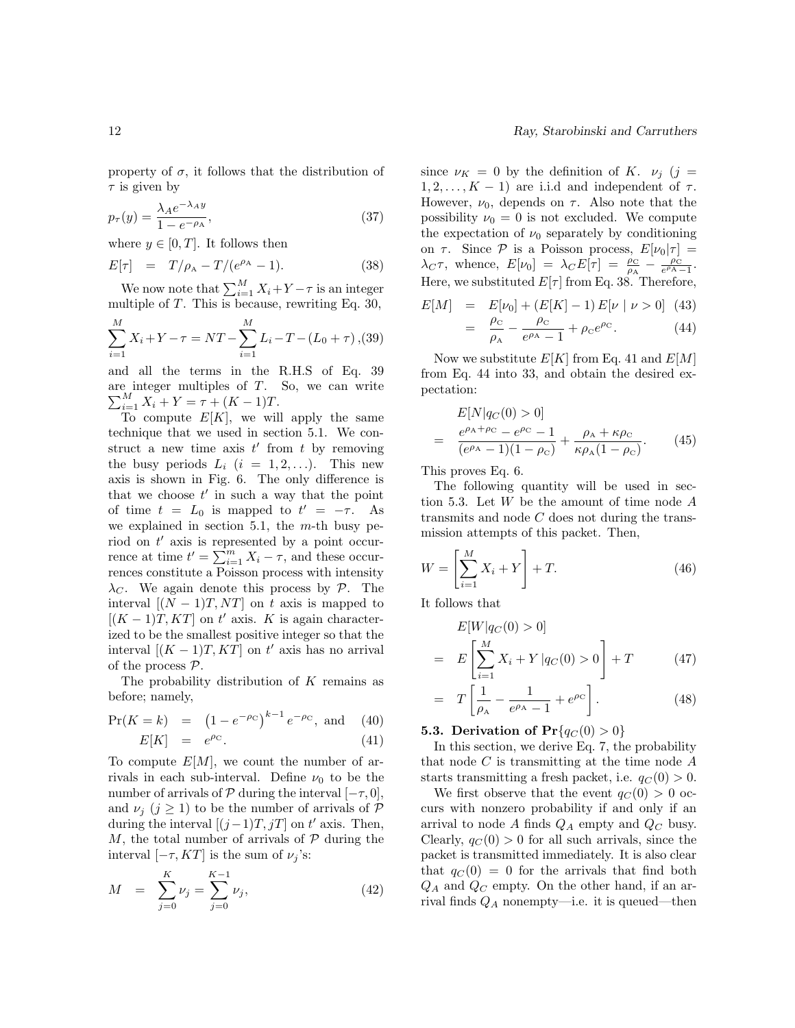property of $\sigma$, it follows that the distribution of $\tau$ is given by

$$p_\tau(y) = \frac{\lambda_A e^{-\lambda_A y}}{1 - e^{-\rho_A}}, \tag{37}$$

where $y \in [0, T]$. It follows then

$$E[\tau] \;\; = \;\; T/\rho_A - T/(e^{\rho_A} - 1). \tag{38}$$

We now note that $\sum_{i=1}^{M} X_i + Y - \tau$ is an integer multiple of $T$. This is because, rewriting Eq. 30,

$$\sum_{i=1}^{M} X_i + Y - \tau = NT - \sum_{i=1}^{M} L_i - T - (L_0 + \tau), \tag{39}$$

and all the terms in the R.H.S of Eq. 39 are integer multiples of $T$. So, we can write $\sum_{i=1}^{M} X_i + Y = \tau + (K-1)T$.

To compute $E[K]$, we will apply the same technique that we used in section 5.1. We construct a new time axis $t'$ from $t$ by removing the busy periods $L_i$ $(i = 1, 2, \ldots)$. This new axis is shown in Fig. 6. The only difference is that we choose $t'$ in such a way that the point of time $t = L_0$ is mapped to $t' = -\tau$. As we explained in section 5.1, the $m$-th busy period on $t'$ axis is represented by a point occurrence at time $t' = \sum_{i=1}^{m} X_i - \tau$, and these occurrences constitute a Poisson process with intensity $\lambda_C$. We again denote this process by $\mathcal{P}$. The interval $[(N-1)T, NT]$ on $t$ axis is mapped to $[(K-1)T, KT]$ on $t'$ axis. $K$ is again characterized to be the smallest positive integer so that the interval $[(K-1)T, KT]$ on $t'$ axis has no arrival of the process $\mathcal{P}$.

The probability distribution of $K$ remains as before; namely,

$$\Pr(K = k) \;\; = \;\; \left(1 - e^{-\rho_C}\right)^{k-1} e^{-\rho_C}, \text{ and} \tag{40}$$

$$E[K] \;\; = \;\; e^{\rho_C}. \tag{41}$$

To compute $E[M]$, we count the number of arrivals in each sub-interval. Define $\nu_0$ to be the number of arrivals of $\mathcal{P}$ during the interval $[-\tau, 0]$, and $\nu_j$ $(j \geq 1)$ to be the number of arrivals of $\mathcal{P}$ during the interval $[(j-1)T, jT]$ on $t'$ axis. Then, $M$, the total number of arrivals of $\mathcal{P}$ during the interval $[-\tau, KT]$ is the sum of $\nu_j$'s:

$$M \;\; = \;\; \sum_{j=0}^{K} \nu_j = \sum_{j=0}^{K-1} \nu_j, \tag{42}$$

since $\nu_K = 0$ by the definition of $K$. $\nu_j$ $(j = 1, 2, \ldots, K-1)$ are i.i.d and independent of $\tau$. However, $\nu_0$, depends on $\tau$. Also note that the possibility $\nu_0 = 0$ is not excluded. We compute the expectation of $\nu_0$ separately by conditioning on $\tau$. Since $\mathcal{P}$ is a Poisson process, $E[\nu_0|\tau] = \lambda_C \tau$, whence, $E[\nu_0] = \lambda_C E[\tau] = \frac{\rho_C}{\rho_A} - \frac{\rho_C}{e^{\rho_A} - 1}$. Here, we substituted $E[\tau]$ from Eq. 38. Therefore,

$$E[M] \;\; = \;\; E[\nu_0] + (E[K] - 1)\, E[\nu \mid \nu > 0] \tag{43}$$

$$\;\; = \;\; \frac{\rho_C}{\rho_A} - \frac{\rho_C}{e^{\rho_A} - 1} + \rho_C e^{\rho_C}. \tag{44}$$

Now we substitute $E[K]$ from Eq. 41 and $E[M]$ from Eq. 44 into 33, and obtain the desired expectation:

$$E[N|q_C(0) > 0]$$
$$= \;\; \frac{e^{\rho_A + \rho_C} - e^{\rho_C} - 1}{(e^{\rho_A} - 1)(1 - \rho_C)} + \frac{\rho_A + \kappa\rho_C}{\kappa\rho_A(1 - \rho_C)}. \tag{45}$$

This proves Eq. 6.

The following quantity will be used in section 5.3. Let $W$ be the amount of time node $A$ transmits and node $C$ does not during the transmission attempts of this packet. Then,

$$W = \left[\sum_{i=1}^{M} X_i + Y\right] + T. \tag{46}$$

It follows that

$$E[W|q_C(0) > 0]$$
$$= \;\; E\left[\sum_{i=1}^{M} X_i + Y \,|q_C(0) > 0\right] + T \tag{47}$$

$$= \;\; T\left[\frac{1}{\rho_A} - \frac{1}{e^{\rho_A} - 1} + e^{\rho_C}\right]. \tag{48}$$

### 5.3. Derivation of $\Pr\{q_C(0) > 0\}$

In this section, we derive Eq. 7, the probability that node $C$ is transmitting at the time node $A$ starts transmitting a fresh packet, i.e. $q_C(0) > 0$.

We first observe that the event $q_C(0) > 0$ occurs with nonzero probability if and only if an arrival to node $A$ finds $Q_A$ empty and $Q_C$ busy. Clearly, $q_C(0) > 0$ for all such arrivals, since the packet is transmitted immediately. It is also clear that $q_C(0) = 0$ for the arrivals that find both $Q_A$ and $Q_C$ empty. On the other hand, if an arrival finds $Q_A$ nonempty—i.e. it is queued—then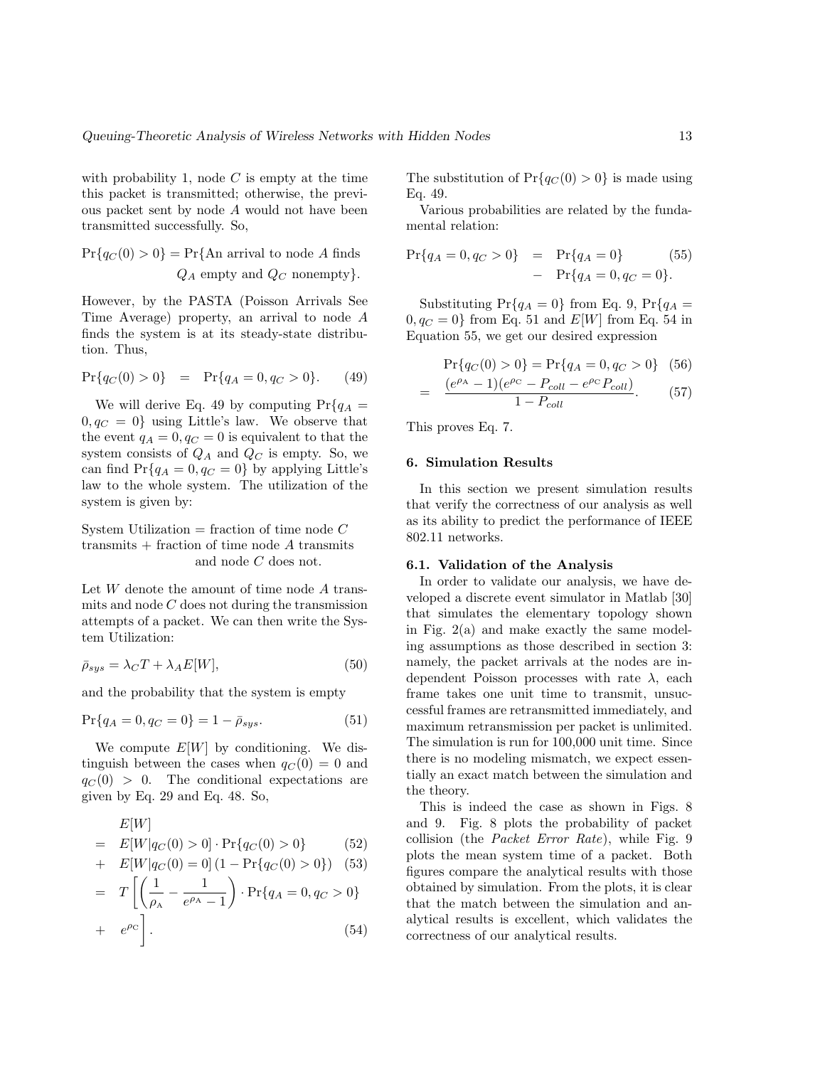with probability 1, node $C$ is empty at the time this packet is transmitted; otherwise, the previous packet sent by node $A$ would not have been transmitted successfully. So,

$$\Pr\{q_C(0) > 0\} = \Pr\{\text{An arrival to node } A \text{ finds } Q_A \text{ empty and } Q_C \text{ nonempty}\}.$$

However, by the PASTA (Poisson Arrivals See Time Average) property, an arrival to node $A$ finds the system is at its steady-state distribution. Thus,

$$\Pr\{q_C(0) > 0\} = \Pr\{q_A = 0, q_C > 0\}. \quad (49)$$

We will derive Eq. 49 by computing $\Pr\{q_A = 0, q_C = 0\}$ using Little's law. We observe that the event $q_A = 0, q_C = 0$ is equivalent to that the system consists of $Q_A$ and $Q_C$ is empty. So, we can find $\Pr\{q_A = 0, q_C = 0\}$ by applying Little's law to the whole system. The utilization of the system is given by:

System Utilization = fraction of time node $C$ transmits + fraction of time node $A$ transmits and node $C$ does not.

Let $W$ denote the amount of time node $A$ transmits and node $C$ does not during the transmission attempts of a packet. We can then write the System Utilization:

$$\bar{\rho}_{sys} = \lambda_C T + \lambda_A E[W], \quad (50)$$

and the probability that the system is empty

$$\Pr\{q_A = 0, q_C = 0\} = 1 - \bar{\rho}_{sys}. \quad (51)$$

We compute $E[W]$ by conditioning. We distinguish between the cases when $q_C(0) = 0$ and $q_C(0) > 0$. The conditional expectations are given by Eq. 29 and Eq. 48. So,

$$\begin{aligned}
& E[W] \\
= \; & E[W|q_C(0) > 0] \cdot \Pr\{q_C(0) > 0\} \quad (52) \\
+ \; & E[W|q_C(0) = 0]\,(1 - \Pr\{q_C(0) > 0\}) \quad (53) \\
= \; & T\left[\left(\frac{1}{\rho_A} - \frac{1}{e^{\rho_A} - 1}\right) \cdot \Pr\{q_A = 0, q_C > 0\}\right. \\
+ \; & \left. e^{\rho_C}\right]. \quad (54)
\end{aligned}$$

The substitution of $\Pr\{q_C(0) > 0\}$ is made using Eq. 49.

Various probabilities are related by the fundamental relation:

$$\begin{aligned}
\Pr\{q_A = 0, q_C > 0\} &= \Pr\{q_A = 0\} \quad (55) \\
&- \Pr\{q_A = 0, q_C = 0\}.
\end{aligned}$$

Substituting $\Pr\{q_A = 0\}$ from Eq. 9, $\Pr\{q_A = 0, q_C = 0\}$ from Eq. 51 and $E[W]$ from Eq. 54 in Equation 55, we get our desired expression

$$\Pr\{q_C(0) > 0\} = \Pr\{q_A = 0, q_C > 0\} \quad (56)$$

$$= \frac{(e^{\rho_A} - 1)(e^{\rho_C} - P_{coll} - e^{\rho_C} P_{coll})}{1 - P_{coll}}. \quad (57)$$

This proves Eq. 7.

## 6. Simulation Results

In this section we present simulation results that verify the correctness of our analysis as well as its ability to predict the performance of IEEE 802.11 networks.

### 6.1. Validation of the Analysis

In order to validate our analysis, we have developed a discrete event simulator in Matlab [30] that simulates the elementary topology shown in Fig. 2(a) and make exactly the same modeling assumptions as those described in section 3: namely, the packet arrivals at the nodes are independent Poisson processes with rate $\lambda$, each frame takes one unit time to transmit, unsuccessful frames are retransmitted immediately, and maximum retransmission per packet is unlimited. The simulation is run for 100,000 unit time. Since there is no modeling mismatch, we expect essentially an exact match between the simulation and the theory.

This is indeed the case as shown in Figs. 8 and 9. Fig. 8 plots the probability of packet collision (the *Packet Error Rate*), while Fig. 9 plots the mean system time of a packet. Both figures compare the analytical results with those obtained by simulation. From the plots, it is clear that the match between the simulation and analytical results is excellent, which validates the correctness of our analytical results.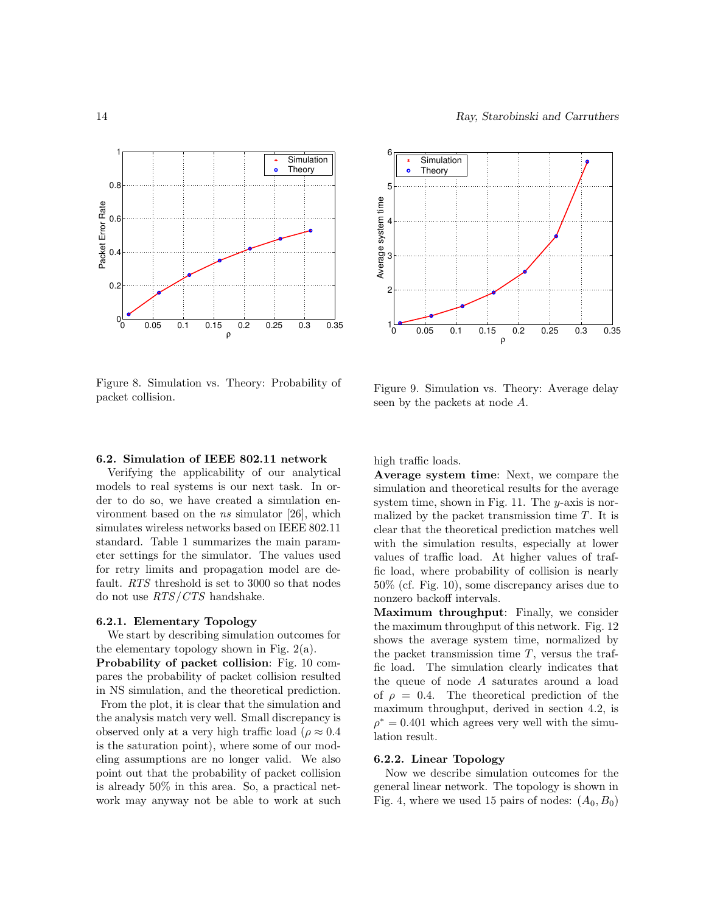Figure 8. Simulation vs. Theory: Probability of packet collision.

Figure 9. Simulation vs. Theory: Average delay seen by the packets at node $A$.

### 6.2. Simulation of IEEE 802.11 network

Verifying the applicability of our analytical models to real systems is our next task. In order to do so, we have created a simulation environment based on the *ns* simulator [26], which simulates wireless networks based on IEEE 802.11 standard. Table 1 summarizes the main parameter settings for the simulator. The values used for retry limits and propagation model are default. *RTS* threshold is set to 3000 so that nodes do not use *RTS*/*CTS* handshake.

#### 6.2.1. Elementary Topology

We start by describing simulation outcomes for the elementary topology shown in Fig. 2(a).

**Probability of packet collision**: Fig. 10 compares the probability of packet collision resulted in NS simulation, and the theoretical prediction. From the plot, it is clear that the simulation and the analysis match very well. Small discrepancy is observed only at a very high traffic load ($\rho \approx 0.4$ is the saturation point), where some of our modeling assumptions are no longer valid. We also point out that the probability of packet collision is already 50% in this area. So, a practical network may anyway not be able to work at such high traffic loads.

**Average system time**: Next, we compare the simulation and theoretical results for the average system time, shown in Fig. 11. The $y$-axis is normalized by the packet transmission time $T$. It is clear that the theoretical prediction matches well with the simulation results, especially at lower values of traffic load. At higher values of traffic load, where probability of collision is nearly 50% (cf. Fig. 10), some discrepancy arises due to nonzero backoff intervals.

**Maximum throughput**: Finally, we consider the maximum throughput of this network. Fig. 12 shows the average system time, normalized by the packet transmission time $T$, versus the traffic load. The simulation clearly indicates that the queue of node $A$ saturates around a load of $\rho = 0.4$. The theoretical prediction of the maximum throughput, derived in section 4.2, is $\rho^* = 0.401$ which agrees very well with the simulation result.

#### 6.2.2. Linear Topology

Now we describe simulation outcomes for the general linear network. The topology is shown in Fig. 4, where we used 15 pairs of nodes: $(A_0, B_0)$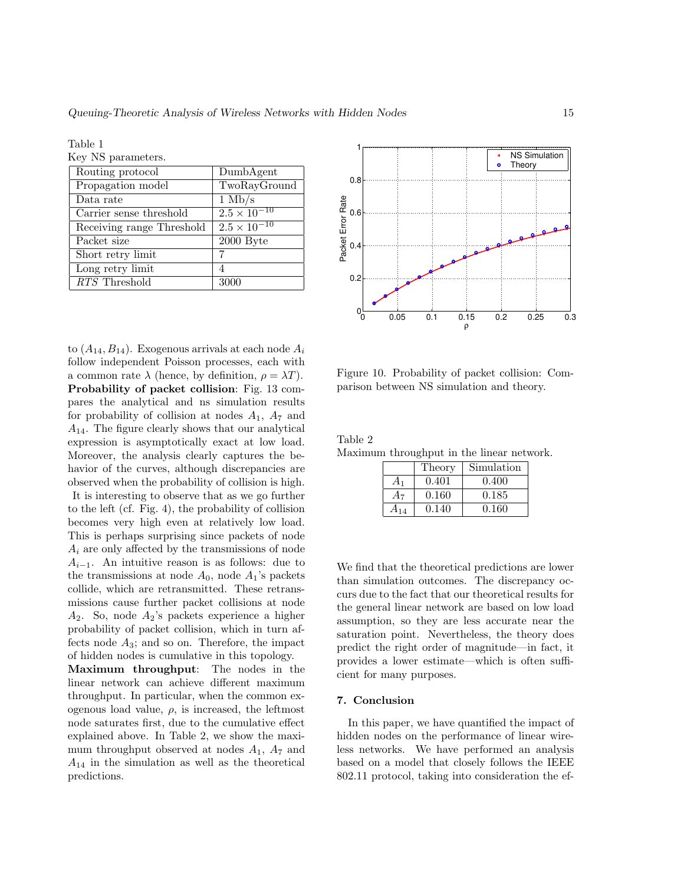Table 1
Key NS parameters.

| Routing protocol | DumbAgent |
|---|---|
| Propagation model | TwoRayGround |
| Data rate | 1 Mb/s |
| Carrier sense threshold | $2.5 \times 10^{-10}$ |
| Receiving range Threshold | $2.5 \times 10^{-10}$ |
| Packet size | 2000 Byte |
| Short retry limit | 7 |
| Long retry limit | 4 |
| *RTS* Threshold | 3000 |

to $(A_{14}, B_{14})$. Exogenous arrivals at each node $A_i$ follow independent Poisson processes, each with a common rate $\lambda$ (hence, by definition, $\rho = \lambda T$).

**Probability of packet collision**: Fig. 13 compares the analytical and ns simulation results for probability of collision at nodes $A_1$, $A_7$ and $A_{14}$. The figure clearly shows that our analytical expression is asymptotically exact at low load. Moreover, the analysis clearly captures the behavior of the curves, although discrepancies are observed when the probability of collision is high.

It is interesting to observe that as we go further to the left (cf. Fig. 4), the probability of collision becomes very high even at relatively low load. This is perhaps surprising since packets of node $A_i$ are only affected by the transmissions of node $A_{i-1}$. An intuitive reason is as follows: due to the transmissions at node $A_0$, node $A_1$'s packets collide, which are retransmitted. These retransmissions cause further packet collisions at node $A_2$. So, node $A_2$'s packets experience a higher probability of packet collision, which in turn affects node $A_3$; and so on. Therefore, the impact of hidden nodes is cumulative in this topology.

**Maximum throughput**: The nodes in the linear network can achieve different maximum throughput. In particular, when the common exogenous load value, $\rho$, is increased, the leftmost node saturates first, due to the cumulative effect explained above. In Table 2, we show the maximum throughput observed at nodes $A_1$, $A_7$ and $A_{14}$ in the simulation as well as the theoretical predictions.

Figure 10. Probability of packet collision: Comparison between NS simulation and theory.

Table 2
Maximum throughput in the linear network.

| | Theory | Simulation |
|---|---|---|
| $A_1$ | 0.401 | 0.400 |
| $A_7$ | 0.160 | 0.185 |
| $A_{14}$ | 0.140 | 0.160 |

We find that the theoretical predictions are lower than simulation outcomes. The discrepancy occurs due to the fact that our theoretical results for the general linear network are based on low load assumption, so they are less accurate near the saturation point. Nevertheless, the theory does predict the right order of magnitude—in fact, it provides a lower estimate—which is often sufficient for many purposes.

## 7. Conclusion

In this paper, we have quantified the impact of hidden nodes on the performance of linear wireless networks. We have performed an analysis based on a model that closely follows the IEEE 802.11 protocol, taking into consideration the ef-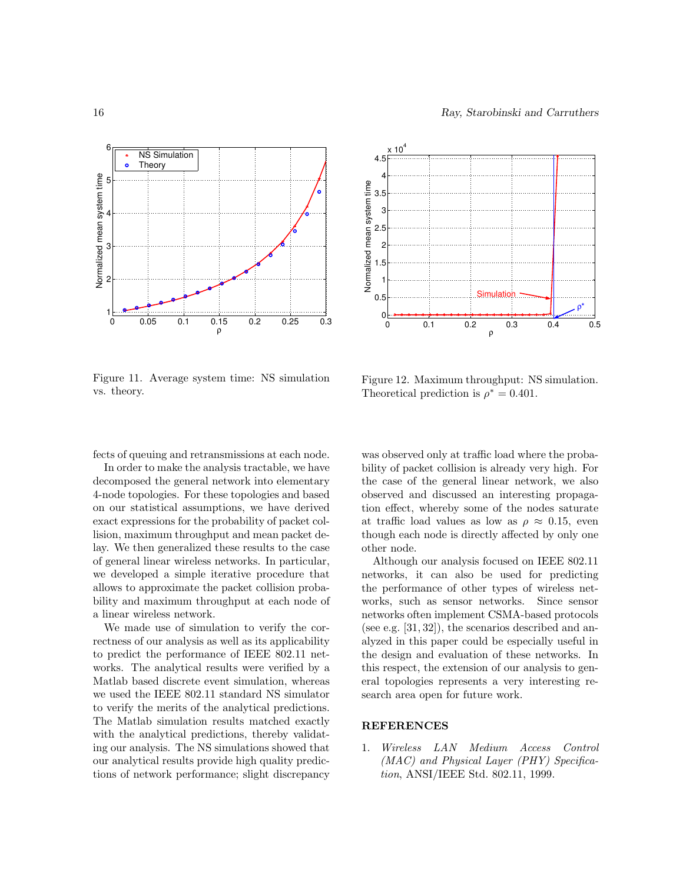Figure 11. Average system time: NS simulation vs. theory.

Figure 12. Maximum throughput: NS simulation. Theoretical prediction is $\rho^* = 0.401$.

fects of queuing and retransmissions at each node.

In order to make the analysis tractable, we have decomposed the general network into elementary 4-node topologies. For these topologies and based on our statistical assumptions, we have derived exact expressions for the probability of packet collision, maximum throughput and mean packet delay. We then generalized these results to the case of general linear wireless networks. In particular, we developed a simple iterative procedure that allows to approximate the packet collision probability and maximum throughput at each node of a linear wireless network.

We made use of simulation to verify the correctness of our analysis as well as its applicability to predict the performance of IEEE 802.11 networks. The analytical results were verified by a Matlab based discrete event simulation, whereas we used the IEEE 802.11 standard NS simulator to verify the merits of the analytical predictions. The Matlab simulation results matched exactly with the analytical predictions, thereby validating our analysis. The NS simulations showed that our analytical results provide high quality predictions of network performance; slight discrepancy was observed only at traffic load where the probability of packet collision is already very high. For the case of the general linear network, we also observed and discussed an interesting propagation effect, whereby some of the nodes saturate at traffic load values as low as $\rho \approx 0.15$, even though each node is directly affected by only one other node.

Although our analysis focused on IEEE 802.11 networks, it can also be used for predicting the performance of other types of wireless networks, such as sensor networks. Since sensor networks often implement CSMA-based protocols (see e.g. [31, 32]), the scenarios described and analyzed in this paper could be especially useful in the design and evaluation of these networks. In this respect, the extension of our analysis to general topologies represents a very interesting research area open for future work.

## REFERENCES

1. *Wireless LAN Medium Access Control (MAC) and Physical Layer (PHY) Specification*, ANSI/IEEE Std. 802.11, 1999.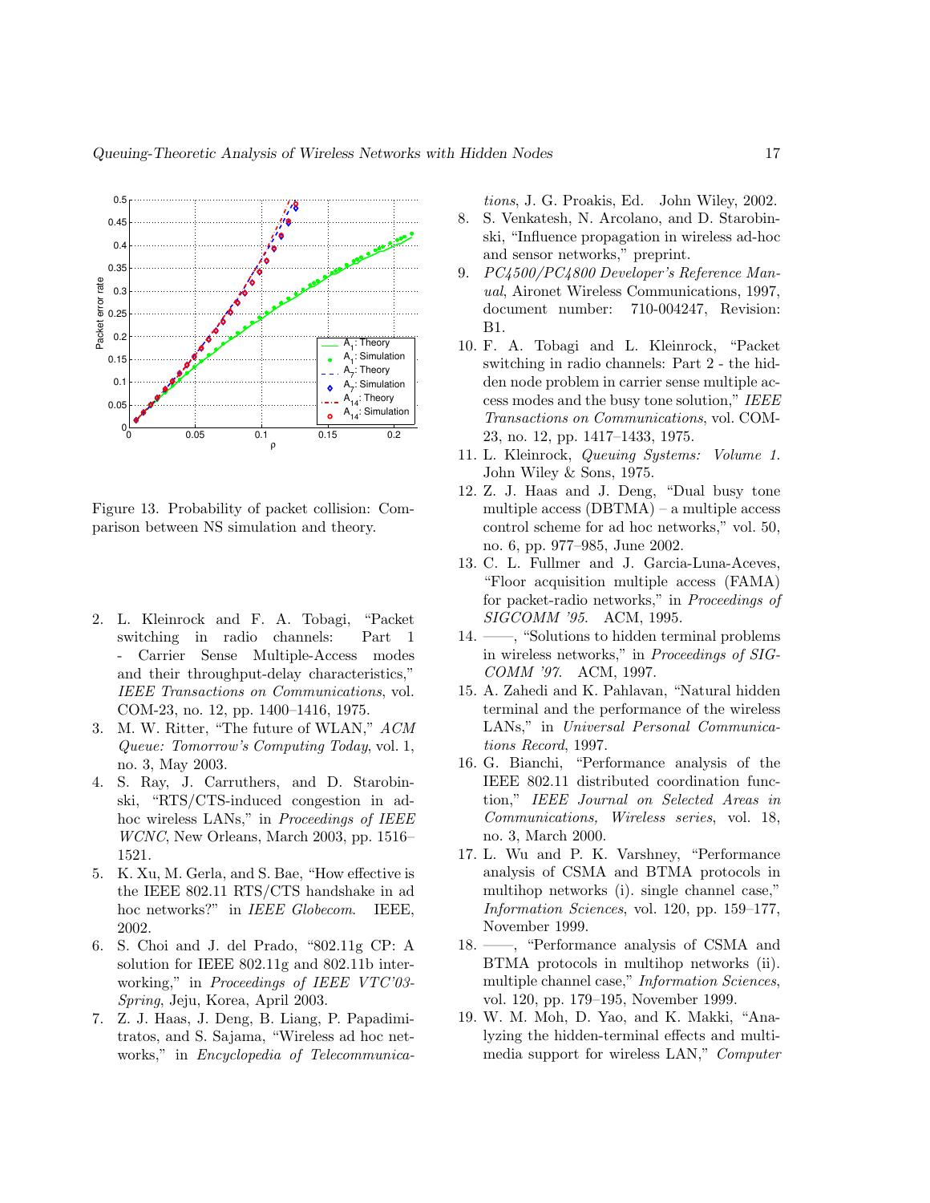Figure 13. Probability of packet collision: Comparison between NS simulation and theory.

2. L. Kleinrock and F. A. Tobagi, "Packet switching in radio channels: Part 1 - Carrier Sense Multiple-Access modes and their throughput-delay characteristics," *IEEE Transactions on Communications*, vol. COM-23, no. 12, pp. 1400–1416, 1975.
3. M. W. Ritter, "The future of WLAN," *ACM Queue: Tomorrow's Computing Today*, vol. 1, no. 3, May 2003.
4. S. Ray, J. Carruthers, and D. Starobinski, "RTS/CTS-induced congestion in ad-hoc wireless LANs," in *Proceedings of IEEE WCNC*, New Orleans, March 2003, pp. 1516–1521.
5. K. Xu, M. Gerla, and S. Bae, "How effective is the IEEE 802.11 RTS/CTS handshake in ad hoc networks?" in *IEEE Globecom*. IEEE, 2002.
6. S. Choi and J. del Prado, "802.11g CP: A solution for IEEE 802.11g and 802.11b inter-working," in *Proceedings of IEEE VTC'03-Spring*, Jeju, Korea, April 2003.
7. Z. J. Haas, J. Deng, B. Liang, P. Papadimitratos, and S. Sajama, "Wireless ad hoc networks," in *Encyclopedia of Telecommunications*, J. G. Proakis, Ed. John Wiley, 2002.
8. S. Venkatesh, N. Arcolano, and D. Starobinski, "Influence propagation in wireless ad-hoc and sensor networks," preprint.
9. *PC4500/PC4800 Developer's Reference Manual*, Aironet Wireless Communications, 1997, document number: 710-004247, Revision: B1.
10. F. A. Tobagi and L. Kleinrock, "Packet switching in radio channels: Part 2 - the hidden node problem in carrier sense multiple access modes and the busy tone solution," *IEEE Transactions on Communications*, vol. COM-23, no. 12, pp. 1417–1433, 1975.
11. L. Kleinrock, *Queuing Systems: Volume 1*. John Wiley & Sons, 1975.
12. Z. J. Haas and J. Deng, "Dual busy tone multiple access (DBTMA) – a multiple access control scheme for ad hoc networks," vol. 50, no. 6, pp. 977–985, June 2002.
13. C. L. Fullmer and J. Garcia-Luna-Aceves, "Floor acquisition multiple access (FAMA) for packet-radio networks," in *Proceedings of SIGCOMM '95*. ACM, 1995.
14. ——, "Solutions to hidden terminal problems in wireless networks," in *Proceedings of SIGCOMM '97*. ACM, 1997.
15. A. Zahedi and K. Pahlavan, "Natural hidden terminal and the performance of the wireless LANs," in *Universal Personal Communications Record*, 1997.
16. G. Bianchi, "Performance analysis of the IEEE 802.11 distributed coordination function," *IEEE Journal on Selected Areas in Communications, Wireless series*, vol. 18, no. 3, March 2000.
17. L. Wu and P. K. Varshney, "Performance analysis of CSMA and BTMA protocols in multihop networks (i). single channel case," *Information Sciences*, vol. 120, pp. 159–177, November 1999.
18. ——, "Performance analysis of CSMA and BTMA protocols in multihop networks (ii). multiple channel case," *Information Sciences*, vol. 120, pp. 179–195, November 1999.
19. W. M. Moh, D. Yao, and K. Makki, "Analyzing the hidden-terminal effects and multimedia support for wireless LAN," *Computer*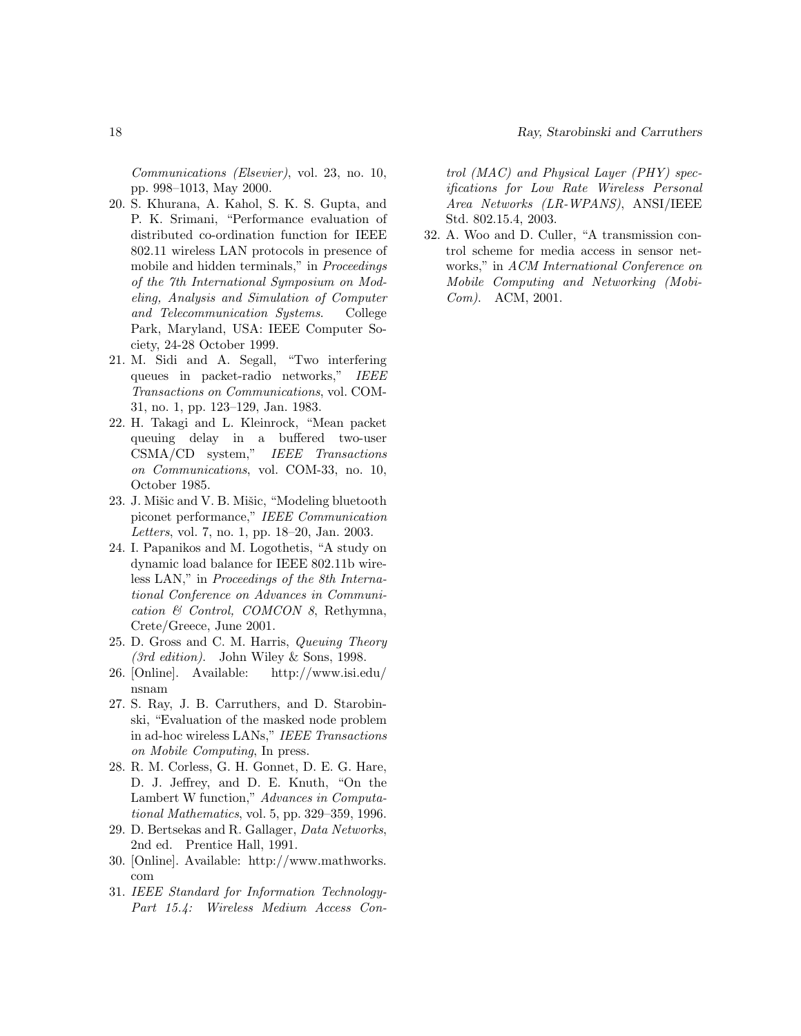*Communications (Elsevier)*, vol. 23, no. 10, pp. 998–1013, May 2000.

20. S. Khurana, A. Kahol, S. K. S. Gupta, and P. K. Srimani, "Performance evaluation of distributed co-ordination function for IEEE 802.11 wireless LAN protocols in presence of mobile and hidden terminals," in *Proceedings of the 7th International Symposium on Modeling, Analysis and Simulation of Computer and Telecommunication Systems*. College Park, Maryland, USA: IEEE Computer Society, 24-28 October 1999.
21. M. Sidi and A. Segall, "Two interfering queues in packet-radio networks," *IEEE Transactions on Communications*, vol. COM-31, no. 1, pp. 123–129, Jan. 1983.
22. H. Takagi and L. Kleinrock, "Mean packet queuing delay in a buffered two-user CSMA/CD system," *IEEE Transactions on Communications*, vol. COM-33, no. 10, October 1985.
23. J. Mišic and V. B. Mišic, "Modeling bluetooth piconet performance," *IEEE Communication Letters*, vol. 7, no. 1, pp. 18–20, Jan. 2003.
24. I. Papanikos and M. Logothetis, "A study on dynamic load balance for IEEE 802.11b wireless LAN," in *Proceedings of the 8th International Conference on Advances in Communication & Control, COMCON 8*, Rethymna, Crete/Greece, June 2001.
25. D. Gross and C. M. Harris, *Queuing Theory (3rd edition)*. John Wiley & Sons, 1998.
26. [Online]. Available: http://www.isi.edu/nsnam
27. S. Ray, J. B. Carruthers, and D. Starobinski, "Evaluation of the masked node problem in ad-hoc wireless LANs," *IEEE Transactions on Mobile Computing*, In press.
28. R. M. Corless, G. H. Gonnet, D. E. G. Hare, D. J. Jeffrey, and D. E. Knuth, "On the Lambert W function," *Advances in Computational Mathematics*, vol. 5, pp. 329–359, 1996.
29. D. Bertsekas and R. Gallager, *Data Networks*, 2nd ed. Prentice Hall, 1991.
30. [Online]. Available: http://www.mathworks.com
31. *IEEE Standard for Information Technology-Part 15.4: Wireless Medium Access Control (MAC) and Physical Layer (PHY) specifications for Low Rate Wireless Personal Area Networks (LR-WPANS)*, ANSI/IEEE Std. 802.15.4, 2003.
32. A. Woo and D. Culler, "A transmission control scheme for media access in sensor networks," in *ACM International Conference on Mobile Computing and Networking (MobiCom)*. ACM, 2001.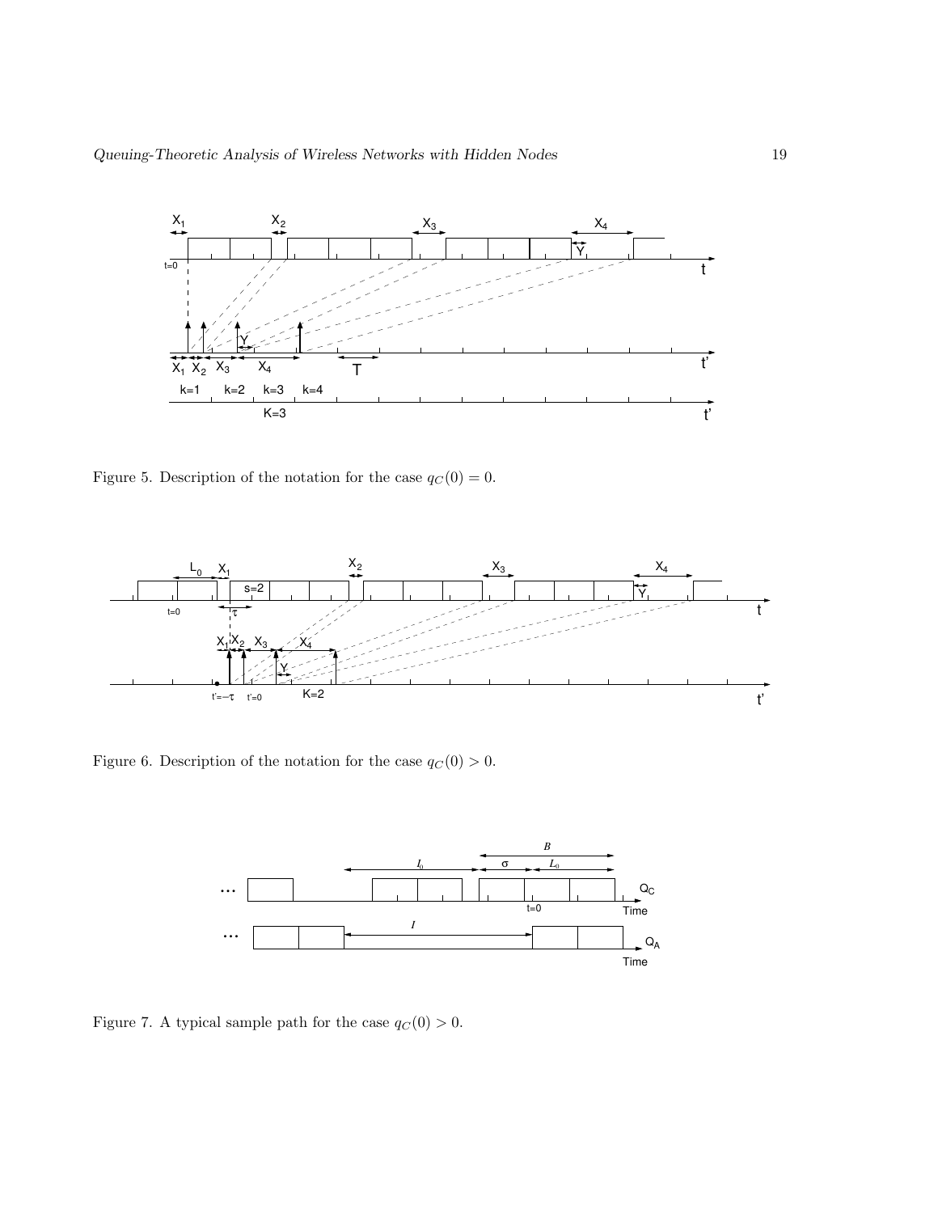Figure 5. Description of the notation for the case $q_C(0) = 0$.

Figure 6. Description of the notation for the case $q_C(0) > 0$.

Figure 7. A typical sample path for the case $q_C(0) > 0$.